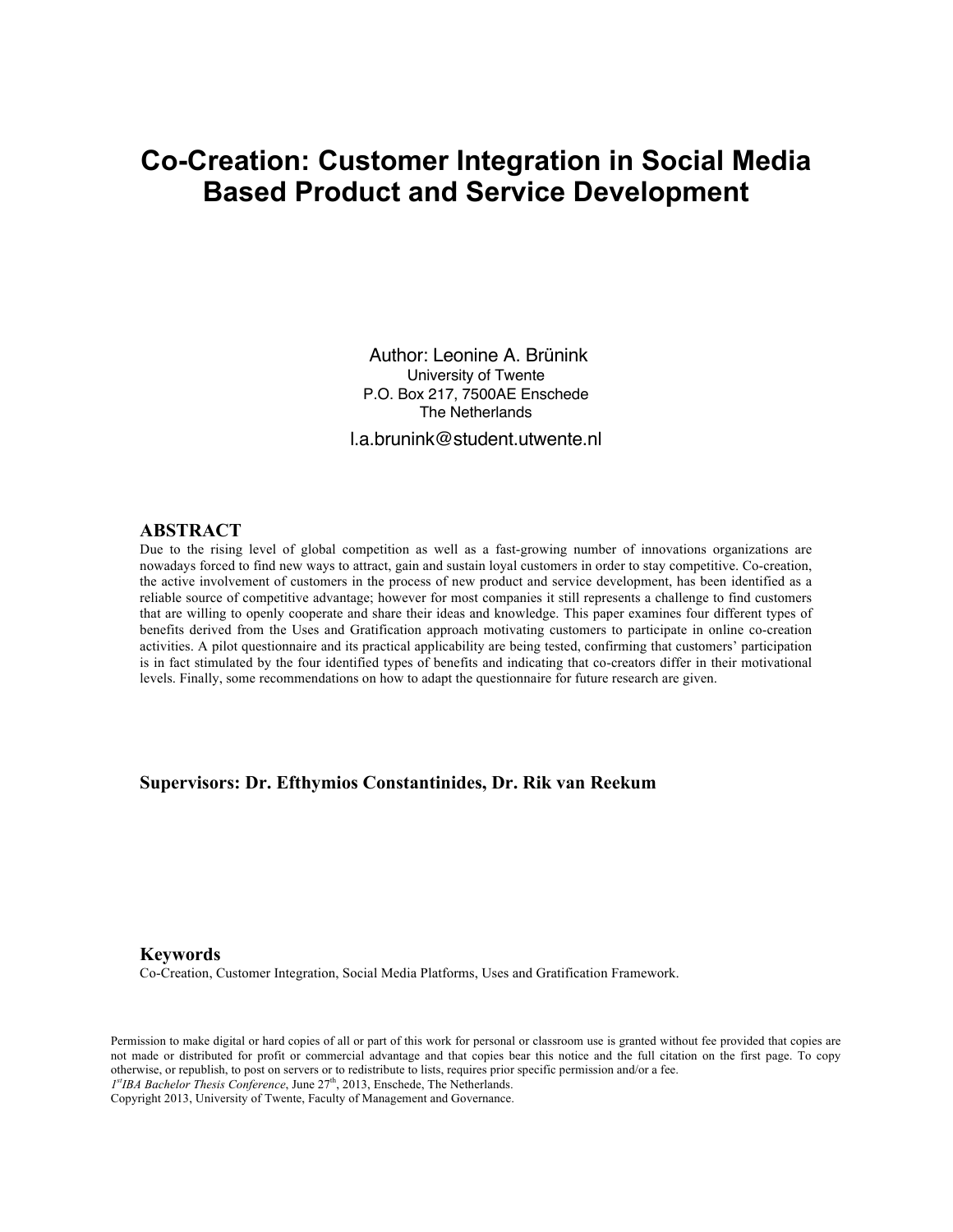# Co-Creation: Customer Integration in Social Media Based Product and Service Development

Author: Leonine A. Brünink
University of Twente
P.O. Box 217, 7500AE Enschede
The Netherlands

l.a.brunink@student.utwente.nl

## ABSTRACT

Due to the rising level of global competition as well as a fast-growing number of innovations organizations are nowadays forced to find new ways to attract, gain and sustain loyal customers in order to stay competitive. Co-creation, the active involvement of customers in the process of new product and service development, has been identified as a reliable source of competitive advantage; however for most companies it still represents a challenge to find customers that are willing to openly cooperate and share their ideas and knowledge. This paper examines four different types of benefits derived from the Uses and Gratification approach motivating customers to participate in online co-creation activities. A pilot questionnaire and its practical applicability are being tested, confirming that customers' participation is in fact stimulated by the four identified types of benefits and indicating that co-creators differ in their motivational levels. Finally, some recommendations on how to adapt the questionnaire for future research are given.

**Supervisors: Dr. Efthymios Constantinides, Dr. Rik van Reekum**

## Keywords

Co-Creation, Customer Integration, Social Media Platforms, Uses and Gratification Framework.

Permission to make digital or hard copies of all or part of this work for personal or classroom use is granted without fee provided that copies are not made or distributed for profit or commercial advantage and that copies bear this notice and the full citation on the first page. To copy otherwise, or republish, to post on servers or to redistribute to lists, requires prior specific permission and/or a fee.
*1st IBA Bachelor Thesis Conference*, June 27th, 2013, Enschede, The Netherlands.
Copyright 2013, University of Twente, Faculty of Management and Governance.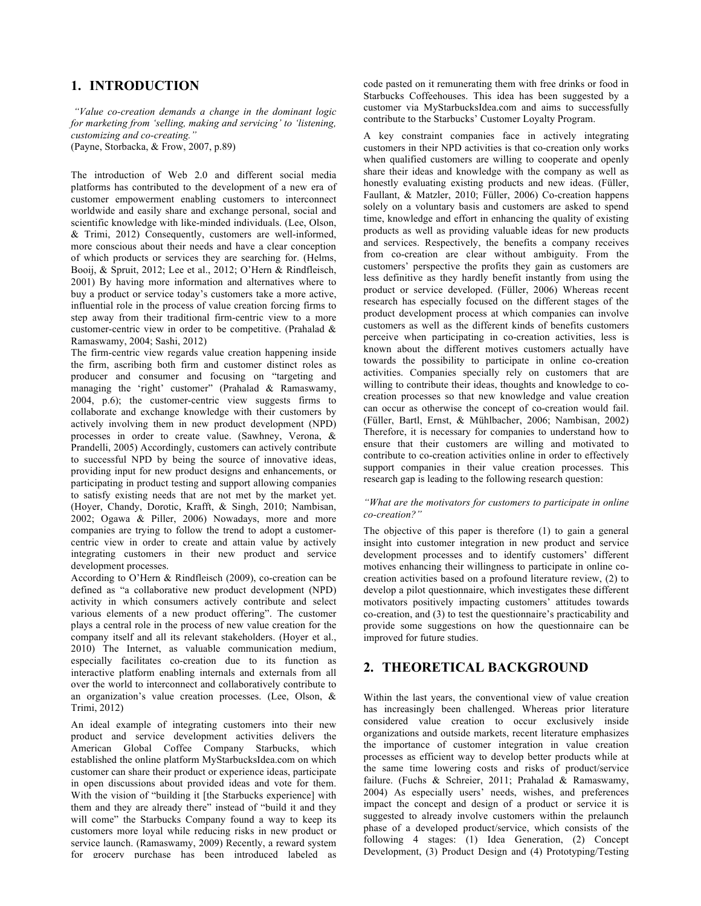## 1. INTRODUCTION

*"Value co-creation demands a change in the dominant logic for marketing from 'selling, making and servicing' to 'listening, customizing and co-creating."*
(Payne, Storbacka, & Frow, 2007, p.89)

The introduction of Web 2.0 and different social media platforms has contributed to the development of a new era of customer empowerment enabling customers to interconnect worldwide and easily share and exchange personal, social and scientific knowledge with like-minded individuals. (Lee, Olson, & Trimi, 2012) Consequently, customers are well-informed, more conscious about their needs and have a clear conception of which products or services they are searching for. (Helms, Booij, & Spruit, 2012; Lee et al., 2012; O'Hern & Rindfleisch, 2001) By having more information and alternatives where to buy a product or service today's customers take a more active, influential role in the process of value creation forcing firms to step away from their traditional firm-centric view to a more customer-centric view in order to be competitive. (Prahalad & Ramaswamy, 2004; Sashi, 2012)

The firm-centric view regards value creation happening inside the firm, ascribing both firm and customer distinct roles as producer and consumer and focusing on "targeting and managing the 'right' customer" (Prahalad & Ramaswamy, 2004, p.6); the customer-centric view suggests firms to collaborate and exchange knowledge with their customers by actively involving them in new product development (NPD) processes in order to create value. (Sawhney, Verona, & Prandelli, 2005) Accordingly, customers can actively contribute to successful NPD by being the source of innovative ideas, providing input for new product designs and enhancements, or participating in product testing and support allowing companies to satisfy existing needs that are not met by the market yet. (Hoyer, Chandy, Dorotic, Krafft, & Singh, 2010; Nambisan, 2002; Ogawa & Piller, 2006) Nowadays, more and more companies are trying to follow the trend to adopt a customer-centric view in order to create and attain value by actively integrating customers in their new product and service development processes.

According to O'Hern & Rindfleisch (2009), co-creation can be defined as "a collaborative new product development (NPD) activity in which consumers actively contribute and select various elements of a new product offering". The customer plays a central role in the process of new value creation for the company itself and all its relevant stakeholders. (Hoyer et al., 2010) The Internet, as valuable communication medium, especially facilitates co-creation due to its function as interactive platform enabling internals and externals from all over the world to interconnect and collaboratively contribute to an organization's value creation processes. (Lee, Olson, & Trimi, 2012)

An ideal example of integrating customers into their new product and service development activities delivers the American Global Coffee Company Starbucks, which established the online platform MyStarbucksIdea.com on which customer can share their product or experience ideas, participate in open discussions about provided ideas and vote for them. With the vision of "building it [the Starbucks experience] with them and they are already there" instead of "build it and they will come" the Starbucks Company found a way to keep its customers more loyal while reducing risks in new product or service launch. (Ramaswamy, 2009) Recently, a reward system for grocery purchase has been introduced labeled as code pasted on it remunerating them with free drinks or food in Starbucks Coffeehouses. This idea has been suggested by a customer via MyStarbucksIdea.com and aims to successfully contribute to the Starbucks' Customer Loyalty Program.

A key constraint companies face in actively integrating customers in their NPD activities is that co-creation only works when qualified customers are willing to cooperate and openly share their ideas and knowledge with the company as well as honestly evaluating existing products and new ideas. (Füller, Faullant, & Matzler, 2010; Füller, 2006) Co-creation happens solely on a voluntary basis and customers are asked to spend time, knowledge and effort in enhancing the quality of existing products as well as providing valuable ideas for new products and services. Respectively, the benefits a company receives from co-creation are clear without ambiguity. From the customers' perspective the profits they gain as customers are less definitive as they hardly benefit instantly from using the product or service developed. (Füller, 2006) Whereas recent research has especially focused on the different stages of the product development process at which companies can involve customers as well as the different kinds of benefits customers perceive when participating in co-creation activities, less is known about the different motives customers actually have towards the possibility to participate in online co-creation activities. Companies specially rely on customers that are willing to contribute their ideas, thoughts and knowledge to co-creation processes so that new knowledge and value creation can occur as otherwise the concept of co-creation would fail. (Füller, Bartl, Ernst, & Mühlbacher, 2006; Nambisan, 2002) Therefore, it is necessary for companies to understand how to ensure that their customers are willing and motivated to contribute to co-creation activities online in order to effectively support companies in their value creation processes. This research gap is leading to the following research question:

*"What are the motivators for customers to participate in online co-creation?"*

The objective of this paper is therefore (1) to gain a general insight into customer integration in new product and service development processes and to identify customers' different motives enhancing their willingness to participate in online co-creation activities based on a profound literature review, (2) to develop a pilot questionnaire, which investigates these different motivators positively impacting customers' attitudes towards co-creation, and (3) to test the questionnaire's practicability and provide some suggestions on how the questionnaire can be improved for future studies.

## 2. THEORETICAL BACKGROUND

Within the last years, the conventional view of value creation has increasingly been challenged. Whereas prior literature considered value creation to occur exclusively inside organizations and outside markets, recent literature emphasizes the importance of customer integration in value creation processes as efficient way to develop better products while at the same time lowering costs and risks of product/service failure. (Fuchs & Schreier, 2011; Prahalad & Ramaswamy, 2004) As especially users' needs, wishes, and preferences impact the concept and design of a product or service it is suggested to already involve customers within the prelaunch phase of a developed product/service, which consists of the following 4 stages: (1) Idea Generation, (2) Concept Development, (3) Product Design and (4) Prototyping/Testing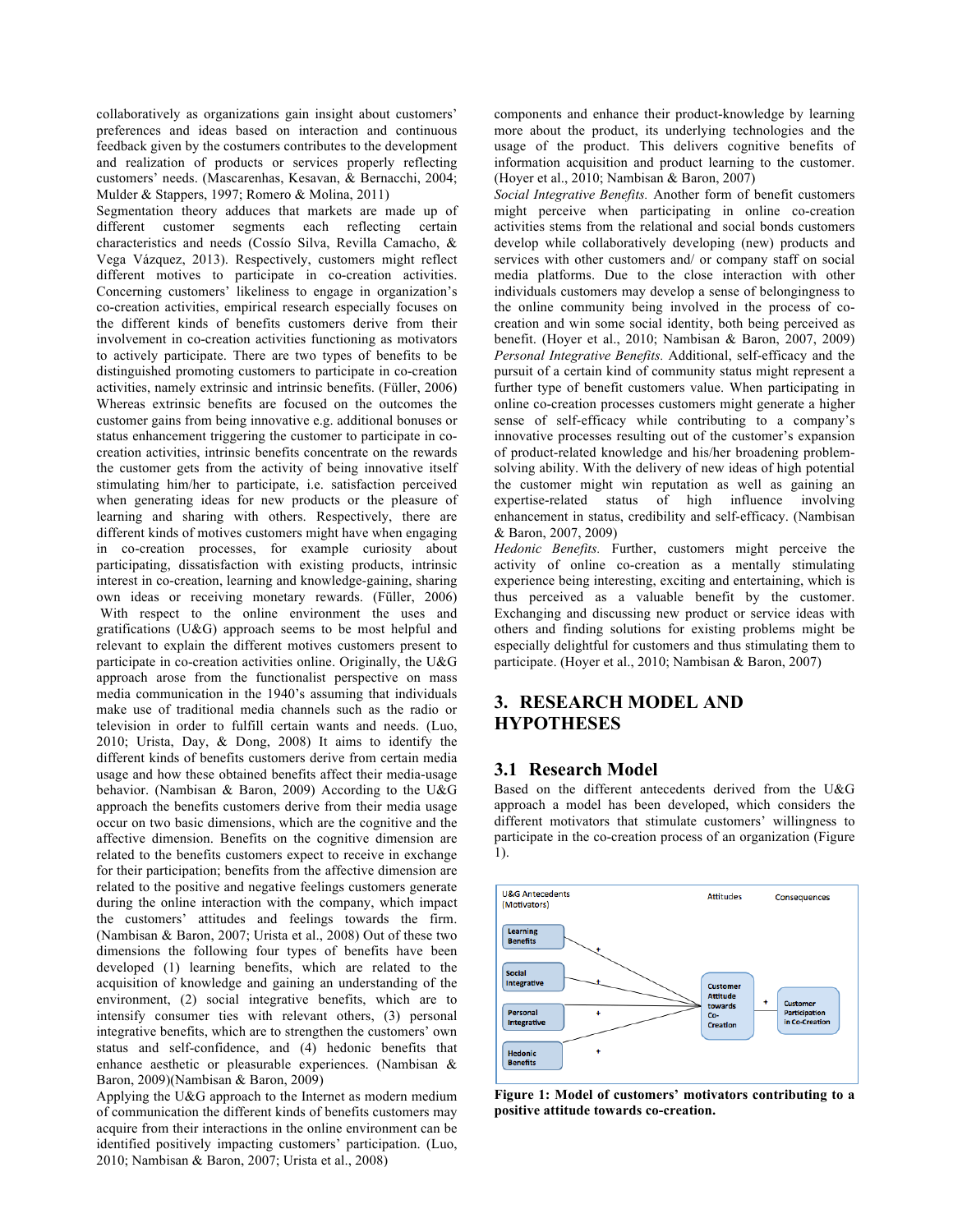collaboratively as organizations gain insight about customers' preferences and ideas based on interaction and continuous feedback given by the costumers contributes to the development and realization of products or services properly reflecting customers' needs. (Mascarenhas, Kesavan, & Bernacchi, 2004; Mulder & Stappers, 1997; Romero & Molina, 2011)

Segmentation theory adduces that markets are made up of different customer segments each reflecting certain characteristics and needs (Cossío Silva, Revilla Camacho, & Vega Vázquez, 2013). Respectively, customers might reflect different motives to participate in co-creation activities. Concerning customers' likeliness to engage in organization's co-creation activities, empirical research especially focuses on the different kinds of benefits customers derive from their involvement in co-creation activities functioning as motivators to actively participate. There are two types of benefits to be distinguished promoting customers to participate in co-creation activities, namely extrinsic and intrinsic benefits. (Füller, 2006) Whereas extrinsic benefits are focused on the outcomes the customer gains from being innovative e.g. additional bonuses or status enhancement triggering the customer to participate in co-creation activities, intrinsic benefits concentrate on the rewards the customer gets from the activity of being innovative itself stimulating him/her to participate, i.e. satisfaction perceived when generating ideas for new products or the pleasure of learning and sharing with others. Respectively, there are different kinds of motives customers might have when engaging in co-creation processes, for example curiosity about participating, dissatisfaction with existing products, intrinsic interest in co-creation, learning and knowledge-gaining, sharing own ideas or receiving monetary rewards. (Füller, 2006)

With respect to the online environment the uses and gratifications (U&G) approach seems to be most helpful and relevant to explain the different motives customers present to participate in co-creation activities online. Originally, the U&G approach arose from the functionalist perspective on mass media communication in the 1940's assuming that individuals make use of traditional media channels such as the radio or television in order to fulfill certain wants and needs. (Luo, 2010; Urista, Day, & Dong, 2008) It aims to identify the different kinds of benefits customers derive from certain media usage and how these obtained benefits affect their media-usage behavior. (Nambisan & Baron, 2009) According to the U&G approach the benefits customers derive from their media usage occur on two basic dimensions, which are the cognitive and the affective dimension. Benefits on the cognitive dimension are related to the benefits customers expect to receive in exchange for their participation; benefits from the affective dimension are related to the positive and negative feelings customers generate during the online interaction with the company, which impact the customers' attitudes and feelings towards the firm. (Nambisan & Baron, 2007; Urista et al., 2008) Out of these two dimensions the following four types of benefits have been developed (1) learning benefits, which are related to the acquisition of knowledge and gaining an understanding of the environment, (2) social integrative benefits, which are to intensify consumer ties with relevant others, (3) personal integrative benefits, which are to strengthen the customers' own status and self-confidence, and (4) hedonic benefits that enhance aesthetic or pleasurable experiences. (Nambisan & Baron, 2009)(Nambisan & Baron, 2009)

Applying the U&G approach to the Internet as modern medium of communication the different kinds of benefits customers may acquire from their interactions in the online environment can be identified positively impacting customers' participation. (Luo, 2010; Nambisan & Baron, 2007; Urista et al., 2008)

components and enhance their product-knowledge by learning more about the product, its underlying technologies and the usage of the product. This delivers cognitive benefits of information acquisition and product learning to the customer. (Hoyer et al., 2010; Nambisan & Baron, 2007)

*Social Integrative Benefits.* Another form of benefit customers might perceive when participating in online co-creation activities stems from the relational and social bonds customers develop while collaboratively developing (new) products and services with other customers and/ or company staff on social media platforms. Due to the close interaction with other individuals customers may develop a sense of belongingness to the online community being involved in the process of co-creation and win some social identity, both being perceived as benefit. (Hoyer et al., 2010; Nambisan & Baron, 2007, 2009)

*Personal Integrative Benefits.* Additional, self-efficacy and the pursuit of a certain kind of community status might represent a further type of benefit customers value. When participating in online co-creation processes customers might generate a higher sense of self-efficacy while contributing to a company's innovative processes resulting out of the customer's expansion of product-related knowledge and his/her broadening problem-solving ability. With the delivery of new ideas of high potential the customer might win reputation as well as gaining an expertise-related status of high influence involving enhancement in status, credibility and self-efficacy. (Nambisan & Baron, 2007, 2009)

*Hedonic Benefits.* Further, customers might perceive the activity of online co-creation as a mentally stimulating experience being interesting, exciting and entertaining, which is thus perceived as a valuable benefit by the customer. Exchanging and discussing new product or service ideas with others and finding solutions for existing problems might be especially delightful for customers and thus stimulating them to participate. (Hoyer et al., 2010; Nambisan & Baron, 2007)

# 3. RESEARCH MODEL AND HYPOTHESES

## 3.1 Research Model

Based on the different antecedents derived from the U&G approach a model has been developed, which considers the different motivators that stimulate customers' willingness to participate in the co-creation process of an organization (Figure 1).

U&G Antecedents (Motivators)

Attitudes

Consequences

Learning Benefits

Social Integrative

Personal Integrative

Hedonic Benefits

Customer Attitude towards Co-Creation

Customer Participation in Co-Creation

+

+

+

+

+

**Figure 1: Model of customers' motivators contributing to a positive attitude towards co-creation.**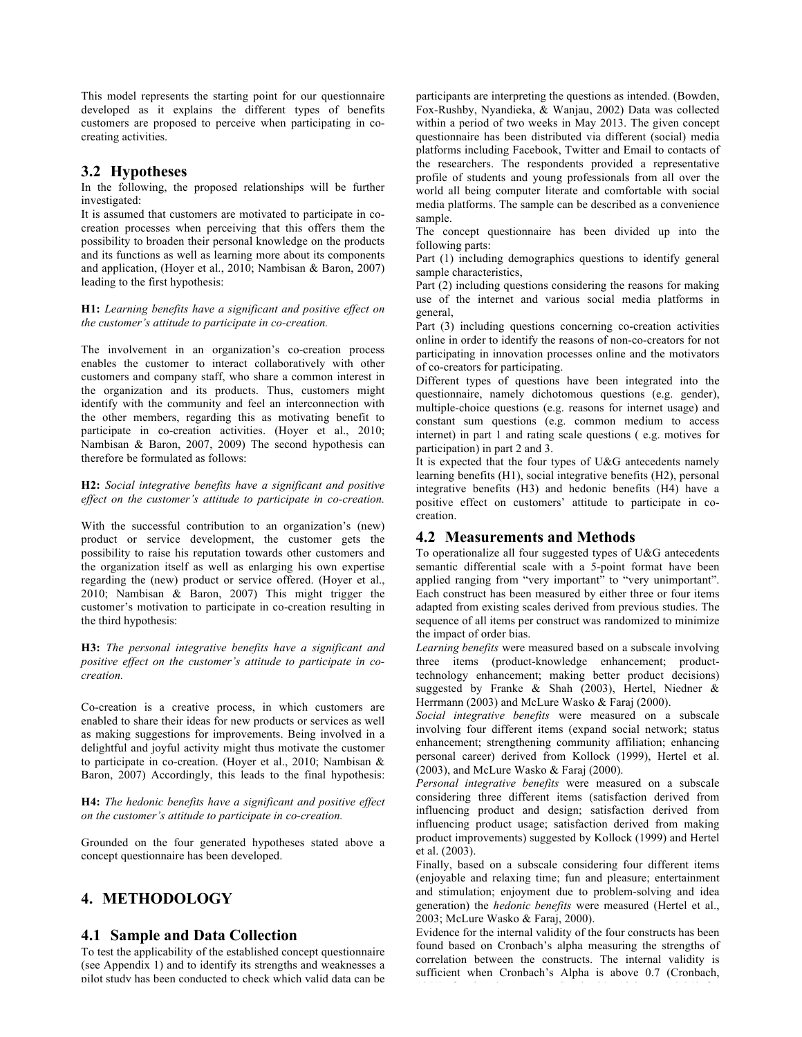This model represents the starting point for our questionnaire developed as it explains the different types of benefits customers are proposed to perceive when participating in co-creating activities.

## 3.2 Hypotheses

In the following, the proposed relationships will be further investigated:

It is assumed that customers are motivated to participate in co-creation processes when perceiving that this offers them the possibility to broaden their personal knowledge on the products and its functions as well as learning more about its components and application, (Hoyer et al., 2010; Nambisan & Baron, 2007) leading to the first hypothesis:

**H1:** *Learning benefits have a significant and positive effect on the customer's attitude to participate in co-creation.*

The involvement in an organization's co-creation process enables the customer to interact collaboratively with other customers and company staff, who share a common interest in the organization and its products. Thus, customers might identify with the community and feel an interconnection with the other members, regarding this as motivating benefit to participate in co-creation activities. (Hoyer et al., 2010; Nambisan & Baron, 2007, 2009) The second hypothesis can therefore be formulated as follows:

**H2:** *Social integrative benefits have a significant and positive effect on the customer's attitude to participate in co-creation.*

With the successful contribution to an organization's (new) product or service development, the customer gets the possibility to raise his reputation towards other customers and the organization itself as well as enlarging his own expertise regarding the (new) product or service offered. (Hoyer et al., 2010; Nambisan & Baron, 2007) This might trigger the customer's motivation to participate in co-creation resulting in the third hypothesis:

**H3:** *The personal integrative benefits have a significant and positive effect on the customer's attitude to participate in co-creation.*

Co-creation is a creative process, in which customers are enabled to share their ideas for new products or services as well as making suggestions for improvements. Being involved in a delightful and joyful activity might thus motivate the customer to participate in co-creation. (Hoyer et al., 2010; Nambisan & Baron, 2007) Accordingly, this leads to the final hypothesis:

**H4:** *The hedonic benefits have a significant and positive effect on the customer's attitude to participate in co-creation.*

Grounded on the four generated hypotheses stated above a concept questionnaire has been developed.

# 4. METHODOLOGY

## 4.1 Sample and Data Collection

To test the applicability of the established concept questionnaire (see Appendix 1) and to identify its strengths and weaknesses a pilot study has been conducted to check which valid data can be participants are interpreting the questions as intended. (Bowden, Fox-Rushby, Nyandieka, & Wanjau, 2002) Data was collected within a period of two weeks in May 2013. The given concept questionnaire has been distributed via different (social) media platforms including Facebook, Twitter and Email to contacts of the researchers. The respondents provided a representative profile of students and young professionals from all over the world all being computer literate and comfortable with social media platforms. The sample can be described as a convenience sample.

The concept questionnaire has been divided up into the following parts:

Part (1) including demographics questions to identify general sample characteristics,

Part (2) including questions considering the reasons for making use of the internet and various social media platforms in general,

Part (3) including questions concerning co-creation activities online in order to identify the reasons of non-co-creators for not participating in innovation processes online and the motivators of co-creators for participating.

Different types of questions have been integrated into the questionnaire, namely dichotomous questions (e.g. gender), multiple-choice questions (e.g. reasons for internet usage) and constant sum questions (e.g. common medium to access internet) in part 1 and rating scale questions ( e.g. motives for participation) in part 2 and 3.

It is expected that the four types of U&G antecedents namely learning benefits (H1), social integrative benefits (H2), personal integrative benefits (H3) and hedonic benefits (H4) have a positive effect on customers' attitude to participate in co-creation.

## 4.2 Measurements and Methods

To operationalize all four suggested types of U&G antecedents semantic differential scale with a 5-point format have been applied ranging from "very important" to "very unimportant". Each construct has been measured by either three or four items adapted from existing scales derived from previous studies. The sequence of all items per construct was randomized to minimize the impact of order bias.

*Learning benefits* were measured based on a subscale involving three items (product-knowledge enhancement; product-technology enhancement; making better product decisions) suggested by Franke & Shah (2003), Hertel, Niedner & Herrmann (2003) and McLure Wasko & Faraj (2000).

*Social integrative benefits* were measured on a subscale involving four different items (expand social network; status enhancement; strengthening community affiliation; enhancing personal career) derived from Kollock (1999), Hertel et al. (2003), and McLure Wasko & Faraj (2000).

*Personal integrative benefits* were measured on a subscale considering three different items (satisfaction derived from influencing product and design; satisfaction derived from influencing product usage; satisfaction derived from making product improvements) suggested by Kollock (1999) and Hertel et al. (2003).

Finally, based on a subscale considering four different items (enjoyable and relaxing time; fun and pleasure; entertainment and stimulation; enjoyment due to problem-solving and idea generation) the *hedonic benefits* were measured (Hertel et al., 2003; McLure Wasko & Faraj, 2000).

Evidence for the internal validity of the four constructs has been found based on Cronbach's alpha measuring the strengths of correlation between the constructs. The internal validity is sufficient when Cronbach's Alpha is above 0.7 (Cronbach,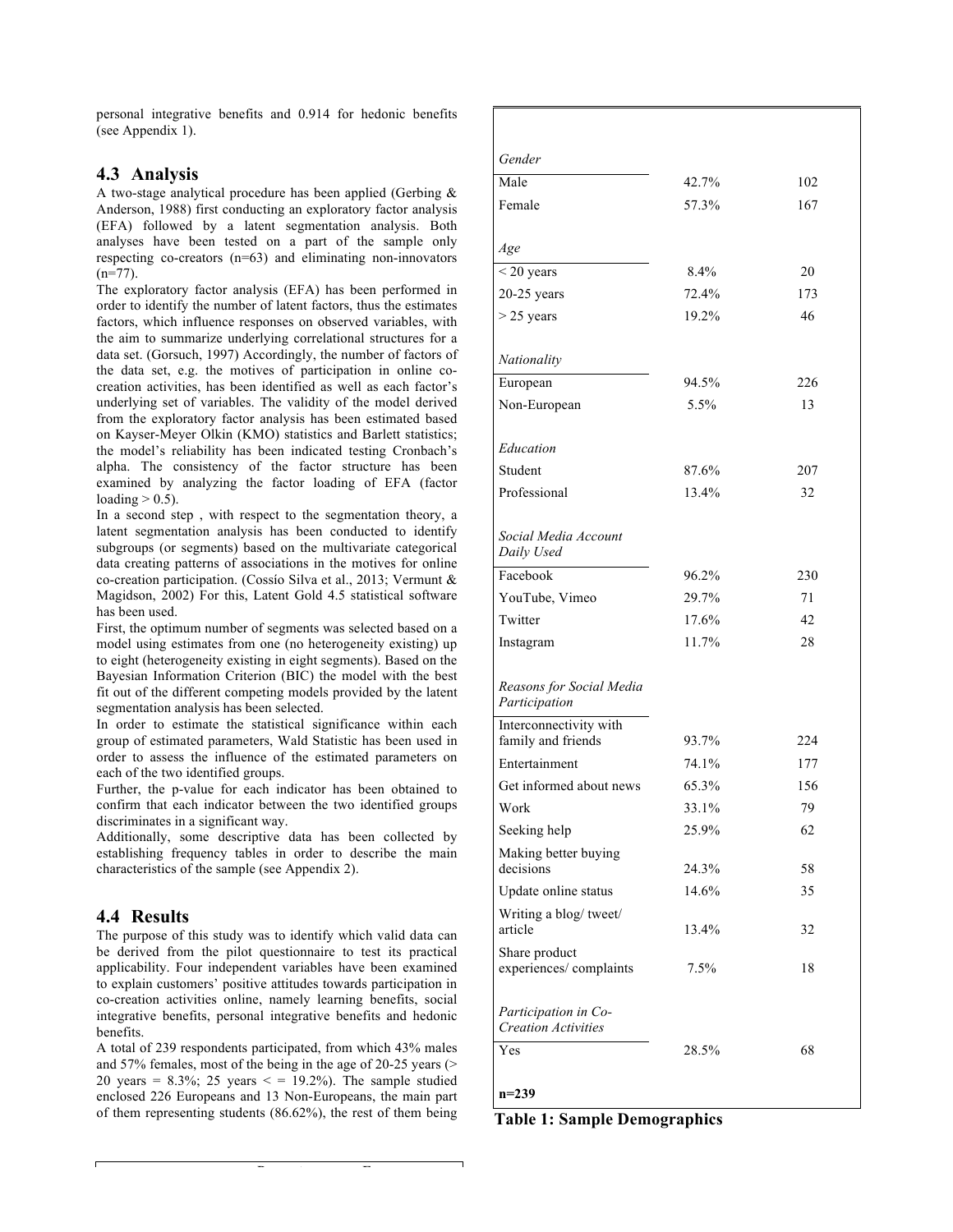personal integrative benefits and 0.914 for hedonic benefits (see Appendix 1).

## 4.3 Analysis

A two-stage analytical procedure has been applied (Gerbing & Anderson, 1988) first conducting an exploratory factor analysis (EFA) followed by a latent segmentation analysis. Both analyses have been tested on a part of the sample only respecting co-creators (n=63) and eliminating non-innovators (n=77).

The exploratory factor analysis (EFA) has been performed in order to identify the number of latent factors, thus the estimates factors, which influence responses on observed variables, with the aim to summarize underlying correlational structures for a data set. (Gorsuch, 1997) Accordingly, the number of factors of the data set, e.g. the motives of participation in online co-creation activities, has been identified as well as each factor's underlying set of variables. The validity of the model derived from the exploratory factor analysis has been estimated based on Kayser-Meyer Olkin (KMO) statistics and Barlett statistics; the model's reliability has been indicated testing Cronbach's alpha. The consistency of the factor structure has been examined by analyzing the factor loading of EFA (factor loading > 0.5).

In a second step , with respect to the segmentation theory, a latent segmentation analysis has been conducted to identify subgroups (or segments) based on the multivariate categorical data creating patterns of associations in the motives for online co-creation participation. (Cossío Silva et al., 2013; Vermunt & Magidson, 2002) For this, Latent Gold 4.5 statistical software has been used.

First, the optimum number of segments was selected based on a model using estimates from one (no heterogeneity existing) up to eight (heterogeneity existing in eight segments). Based on the Bayesian Information Criterion (BIC) the model with the best fit out of the different competing models provided by the latent segmentation analysis has been selected.

In order to estimate the statistical significance within each group of estimated parameters, Wald Statistic has been used in order to assess the influence of the estimated parameters on each of the two identified groups.

Further, the p-value for each indicator has been obtained to confirm that each indicator between the two identified groups discriminates in a significant way.

Additionally, some descriptive data has been collected by establishing frequency tables in order to describe the main characteristics of the sample (see Appendix 2).

## 4.4 Results

The purpose of this study was to identify which valid data can be derived from the pilot questionnaire to test its practical applicability. Four independent variables have been examined to explain customers' positive attitudes towards participation in co-creation activities online, namely learning benefits, social integrative benefits, personal integrative benefits and hedonic benefits.

A total of 239 respondents participated, from which 43% males and 57% females, most of the being in the age of 20-25 years (> 20 years = 8.3%; 25 years < = 19.2%). The sample studied enclosed 226 Europeans and 13 Non-Europeans, the main part of them representing students (86.62%), the rest of them being

| | | |
|---|---|---|
| *Gender* | | |
| Male | 42.7% | 102 |
| Female | 57.3% | 167 |
| *Age* | | |
| < 20 years | 8.4% | 20 |
| 20-25 years | 72.4% | 173 |
| > 25 years | 19.2% | 46 |
| *Nationality* | | |
| European | 94.5% | 226 |
| Non-European | 5.5% | 13 |
| *Education* | | |
| Student | 87.6% | 207 |
| Professional | 13.4% | 32 |
| *Social Media Account Daily Used* | | |
| Facebook | 96.2% | 230 |
| YouTube, Vimeo | 29.7% | 71 |
| Twitter | 17.6% | 42 |
| Instagram | 11.7% | 28 |
| *Reasons for Social Media Participation* | | |
| Interconnectivity with family and friends | 93.7% | 224 |
| Entertainment | 74.1% | 177 |
| Get informed about news | 65.3% | 156 |
| Work | 33.1% | 79 |
| Seeking help | 25.9% | 62 |
| Making better buying decisions | 24.3% | 58 |
| Update online status | 14.6% | 35 |
| Writing a blog/ tweet/ article | 13.4% | 32 |
| Share product experiences/ complaints | 7.5% | 18 |
| *Participation in Co-Creation Activities* | | |
| Yes | 28.5% | 68 |
| **n=239** | | |

**Table 1: Sample Demographics**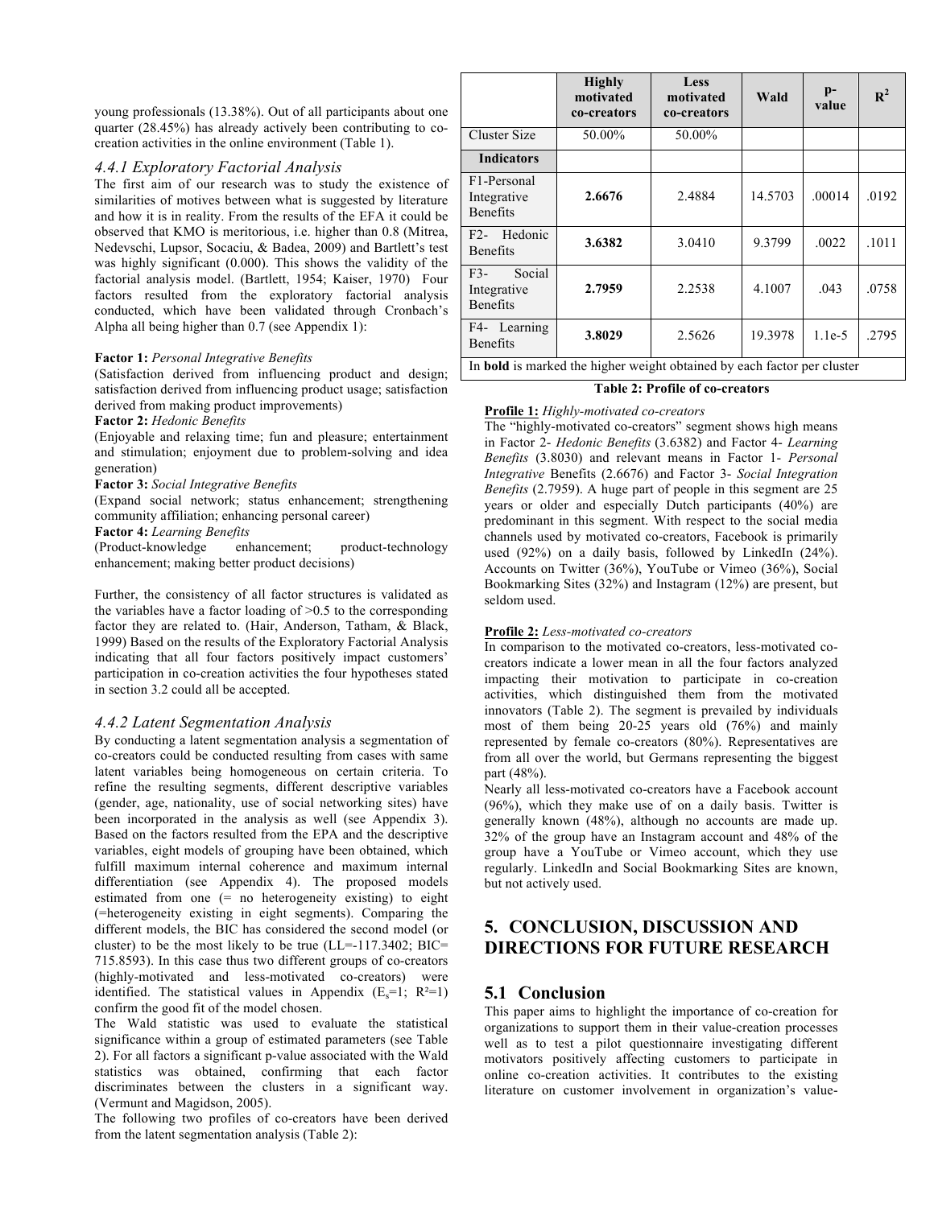young professionals (13.38%). Out of all participants about one quarter (28.45%) has already actively been contributing to co-creation activities in the online environment (Table 1).

### 4.4.1 Exploratory Factorial Analysis

The first aim of our research was to study the existence of similarities of motives between what is suggested by literature and how it is in reality. From the results of the EFA it could be observed that KMO is meritorious, i.e. higher than 0.8 (Mitrea, Nedevschi, Lupsor, Socaciu, & Badea, 2009) and Bartlett's test was highly significant (0.000). This shows the validity of the factorial analysis model. (Bartlett, 1954; Kaiser, 1970) Four factors resulted from the exploratory factorial analysis conducted, which have been validated through Cronbach's Alpha all being higher than 0.7 (see Appendix 1):

**Factor 1:** *Personal Integrative Benefits*
(Satisfaction derived from influencing product and design; satisfaction derived from influencing product usage; satisfaction derived from making product improvements)

**Factor 2:** *Hedonic Benefits*
(Enjoyable and relaxing time; fun and pleasure; entertainment and stimulation; enjoyment due to problem-solving and idea generation)

**Factor 3:** *Social Integrative Benefits*
(Expand social network; status enhancement; strengthening community affiliation; enhancing personal career)

**Factor 4:** *Learning Benefits*
(Product-knowledge enhancement; product-technology enhancement; making better product decisions)

Further, the consistency of all factor structures is validated as the variables have a factor loading of >0.5 to the corresponding factor they are related to. (Hair, Anderson, Tatham, & Black, 1999) Based on the results of the Exploratory Factorial Analysis indicating that all four factors positively impact customers' participation in co-creation activities the four hypotheses stated in section 3.2 could all be accepted.

### 4.4.2 Latent Segmentation Analysis

By conducting a latent segmentation analysis a segmentation of co-creators could be conducted resulting from cases with same latent variables being homogeneous on certain criteria. To refine the resulting segments, different descriptive variables (gender, age, nationality, use of social networking sites) have been incorporated in the analysis as well (see Appendix 3). Based on the factors resulted from the EPA and the descriptive variables, eight models of grouping have been obtained, which fulfill maximum internal coherence and maximum internal differentiation (see Appendix 4). The proposed models estimated from one (= no heterogeneity existing) to eight (=heterogeneity existing in eight segments). Comparing the different models, the BIC has considered the second model (or cluster) to be the most likely to be true (LL=-117.3402; BIC= 715.8593). In this case thus two different groups of co-creators (highly-motivated and less-motivated co-creators) were identified. The statistical values in Appendix ($E_s$=1; $R^2$=1) confirm the good fit of the model chosen.

The Wald statistic was used to evaluate the statistical significance within a group of estimated parameters (see Table 2). For all factors a significant p-value associated with the Wald statistics was obtained, confirming that each factor discriminates between the clusters in a significant way. (Vermunt and Magidson, 2005).

The following two profiles of co-creators have been derived from the latent segmentation analysis (Table 2):

| | Highly motivated co-creators | Less motivated co-creators | Wald | p-value | $R^2$ |
|---|---|---|---|---|---|
| Cluster Size | 50.00% | 50.00% | | | |
| **Indicators** | | | | | |
| F1-Personal Integrative Benefits | **2.6676** | 2.4884 | 14.5703 | .00014 | .0192 |
| F2- Hedonic Benefits | **3.6382** | 3.0410 | 9.3799 | .0022 | .1011 |
| F3- Social Integrative Benefits | **2.7959** | 2.2538 | 4.1007 | .043 | .0758 |
| F4- Learning Benefits | **3.8029** | 2.5626 | 19.3978 | 1.1e-5 | .2795 |
| In **bold** is marked the higher weight obtained by each factor per cluster | | | | | |

**Table 2: Profile of co-creators**

**Profile 1:** *Highly-motivated co-creators*
The "highly-motivated co-creators" segment shows high means in Factor 2- *Hedonic Benefits* (3.6382) and Factor 4- *Learning Benefits* (3.8030) and relevant means in Factor 1- *Personal Integrative* Benefits (2.6676) and Factor 3- *Social Integration Benefits* (2.7959). A huge part of people in this segment are 25 years or older and especially Dutch participants (40%) are predominant in this segment. With respect to the social media channels used by motivated co-creators, Facebook is primarily used (92%) on a daily basis, followed by LinkedIn (24%). Accounts on Twitter (36%), YouTube or Vimeo (36%), Social Bookmarking Sites (32%) and Instagram (12%) are present, but seldom used.

**Profile 2:** *Less-motivated co-creators*
In comparison to the motivated co-creators, less-motivated co-creators indicate a lower mean in all the four factors analyzed impacting their motivation to participate in co-creation activities, which distinguished them from the motivated innovators (Table 2). The segment is prevailed by individuals most of them being 20-25 years old (76%) and mainly represented by female co-creators (80%). Representatives are from all over the world, but Germans representing the biggest part (48%).
Nearly all less-motivated co-creators have a Facebook account (96%), which they make use of on a daily basis. Twitter is generally known (48%), although no accounts are made up. 32% of the group have an Instagram account and 48% of the group have a YouTube or Vimeo account, which they use regularly. LinkedIn and Social Bookmarking Sites are known, but not actively used.

## 5. CONCLUSION, DISCUSSION AND DIRECTIONS FOR FUTURE RESEARCH

### 5.1 Conclusion

This paper aims to highlight the importance of co-creation for organizations to support them in their value-creation processes well as to test a pilot questionnaire investigating different motivators positively affecting customers to participate in online co-creation activities. It contributes to the existing literature on customer involvement in organization's value-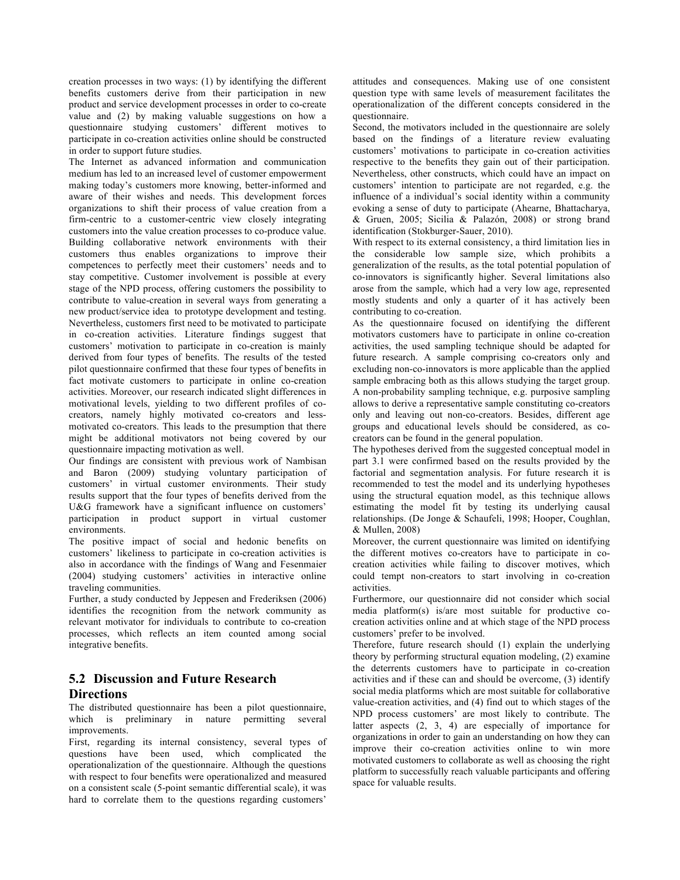creation processes in two ways: (1) by identifying the different benefits customers derive from their participation in new product and service development processes in order to co-create value and (2) by making valuable suggestions on how a questionnaire studying customers' different motives to participate in co-creation activities online should be constructed in order to support future studies.

The Internet as advanced information and communication medium has led to an increased level of customer empowerment making today's customers more knowing, better-informed and aware of their wishes and needs. This development forces organizations to shift their process of value creation from a firm-centric to a customer-centric view closely integrating customers into the value creation processes to co-produce value. Building collaborative network environments with their customers thus enables organizations to improve their competences to perfectly meet their customers' needs and to stay competitive. Customer involvement is possible at every stage of the NPD process, offering customers the possibility to contribute to value-creation in several ways from generating a new product/service idea to prototype development and testing. Nevertheless, customers first need to be motivated to participate in co-creation activities. Literature findings suggest that customers' motivation to participate in co-creation is mainly derived from four types of benefits. The results of the tested pilot questionnaire confirmed that these four types of benefits in fact motivate customers to participate in online co-creation activities. Moreover, our research indicated slight differences in motivational levels, yielding to two different profiles of co-creators, namely highly motivated co-creators and less-motivated co-creators. This leads to the presumption that there might be additional motivators not being covered by our questionnaire impacting motivation as well.

Our findings are consistent with previous work of Nambisan and Baron (2009) studying voluntary participation of customers' in virtual customer environments. Their study results support that the four types of benefits derived from the U&G framework have a significant influence on customers' participation in product support in virtual customer environments.

The positive impact of social and hedonic benefits on customers' likeliness to participate in co-creation activities is also in accordance with the findings of Wang and Fesenmaier (2004) studying customers' activities in interactive online traveling communities.

Further, a study conducted by Jeppesen and Frederiksen (2006) identifies the recognition from the network community as relevant motivator for individuals to contribute to co-creation processes, which reflects an item counted among social integrative benefits.

## 5.2 Discussion and Future Research Directions

The distributed questionnaire has been a pilot questionnaire, which is preliminary in nature permitting several improvements.

First, regarding its internal consistency, several types of questions have been used, which complicated the operationalization of the questionnaire. Although the questions with respect to four benefits were operationalized and measured on a consistent scale (5-point semantic differential scale), it was hard to correlate them to the questions regarding customers' attitudes and consequences. Making use of one consistent question type with same levels of measurement facilitates the operationalization of the different concepts considered in the questionnaire.

Second, the motivators included in the questionnaire are solely based on the findings of a literature review evaluating customers' motivations to participate in co-creation activities respective to the benefits they gain out of their participation. Nevertheless, other constructs, which could have an impact on customers' intention to participate are not regarded, e.g. the influence of a individual's social identity within a community evoking a sense of duty to participate (Ahearne, Bhattacharya, & Gruen, 2005; Sicilia & Palazón, 2008) or strong brand identification (Stokburger-Sauer, 2010).

With respect to its external consistency, a third limitation lies in the considerable low sample size, which prohibits a generalization of the results, as the total potential population of co-innovators is significantly higher. Several limitations also arose from the sample, which had a very low age, represented mostly students and only a quarter of it has actively been contributing to co-creation.

As the questionnaire focused on identifying the different motivators customers have to participate in online co-creation activities, the used sampling technique should be adapted for future research. A sample comprising co-creators only and excluding non-co-innovators is more applicable than the applied sample embracing both as this allows studying the target group. A non-probability sampling technique, e.g. purposive sampling allows to derive a representative sample constituting co-creators only and leaving out non-co-creators. Besides, different age groups and educational levels should be considered, as co-creators can be found in the general population.

The hypotheses derived from the suggested conceptual model in part 3.1 were confirmed based on the results provided by the factorial and segmentation analysis. For future research it is recommended to test the model and its underlying hypotheses using the structural equation model, as this technique allows estimating the model fit by testing its underlying causal relationships. (De Jonge & Schaufeli, 1998; Hooper, Coughlan, & Mullen, 2008)

Moreover, the current questionnaire was limited on identifying the different motives co-creators have to participate in co-creation activities while failing to discover motives, which could tempt non-creators to start involving in co-creation activities.

Furthermore, our questionnaire did not consider which social media platform(s) is/are most suitable for productive co-creation activities online and at which stage of the NPD process customers' prefer to be involved.

Therefore, future research should (1) explain the underlying theory by performing structural equation modeling, (2) examine the deterrents customers have to participate in co-creation activities and if these can and should be overcome, (3) identify social media platforms which are most suitable for collaborative value-creation activities, and (4) find out to which stages of the NPD process customers' are most likely to contribute. The latter aspects (2, 3, 4) are especially of importance for organizations in order to gain an understanding on how they can improve their co-creation activities online to win more motivated customers to collaborate as well as choosing the right platform to successfully reach valuable participants and offering space for valuable results.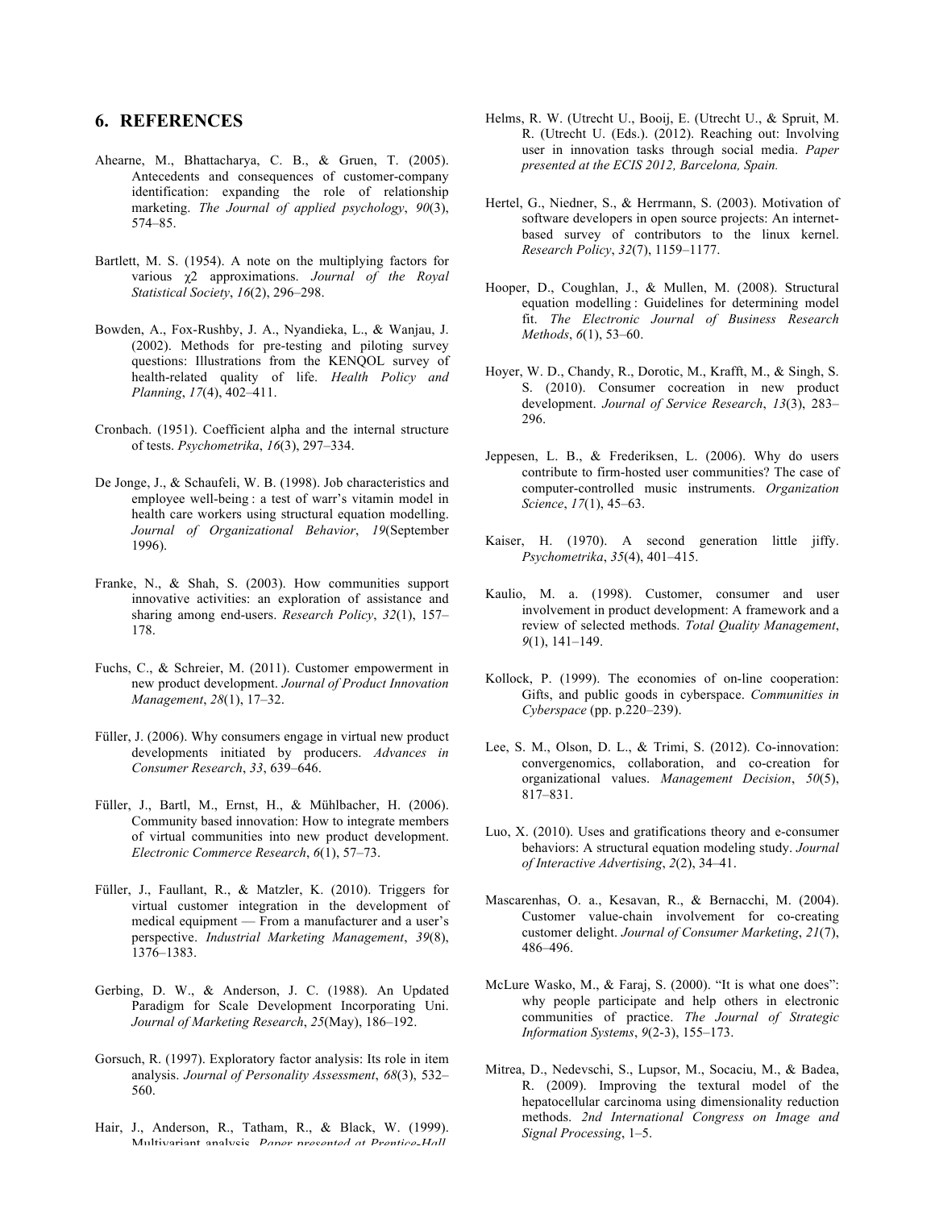## 6. REFERENCES

Ahearne, M., Bhattacharya, C. B., & Gruen, T. (2005). Antecedents and consequences of customer-company identification: expanding the role of relationship marketing. *The Journal of applied psychology*, *90*(3), 574–85.

Bartlett, M. S. (1954). A note on the multiplying factors for various χ2 approximations. *Journal of the Royal Statistical Society*, *16*(2), 296–298.

Bowden, A., Fox-Rushby, J. A., Nyandieka, L., & Wanjau, J. (2002). Methods for pre-testing and piloting survey questions: Illustrations from the KENQOL survey of health-related quality of life. *Health Policy and Planning*, *17*(4), 402–411.

Cronbach. (1951). Coefficient alpha and the internal structure of tests. *Psychometrika*, *16*(3), 297–334.

De Jonge, J., & Schaufeli, W. B. (1998). Job characteristics and employee well-being : a test of warr's vitamin model in health care workers using structural equation modelling. *Journal of Organizational Behavior*, *19*(September 1996).

Franke, N., & Shah, S. (2003). How communities support innovative activities: an exploration of assistance and sharing among end-users. *Research Policy*, *32*(1), 157–178.

Fuchs, C., & Schreier, M. (2011). Customer empowerment in new product development. *Journal of Product Innovation Management*, *28*(1), 17–32.

Füller, J. (2006). Why consumers engage in virtual new product developments initiated by producers. *Advances in Consumer Research*, *33*, 639–646.

Füller, J., Bartl, M., Ernst, H., & Mühlbacher, H. (2006). Community based innovation: How to integrate members of virtual communities into new product development. *Electronic Commerce Research*, *6*(1), 57–73.

Füller, J., Faullant, R., & Matzler, K. (2010). Triggers for virtual customer integration in the development of medical equipment — From a manufacturer and a user's perspective. *Industrial Marketing Management*, *39*(8), 1376–1383.

Gerbing, D. W., & Anderson, J. C. (1988). An Updated Paradigm for Scale Development Incorporating Uni. *Journal of Marketing Research*, *25*(May), 186–192.

Gorsuch, R. (1997). Exploratory factor analysis: Its role in item analysis. *Journal of Personality Assessment*, *68*(3), 532–560.

Hair, J., Anderson, R., Tatham, R., & Black, W. (1999). Multivariant analysis. *Paper presented at Prentice-Hall.*

Helms, R. W. (Utrecht U., Booij, E. (Utrecht U., & Spruit, M. R. (Utrecht U. (Eds.). (2012). Reaching out: Involving user in innovation tasks through social media. *Paper presented at the ECIS 2012, Barcelona, Spain.*

Hertel, G., Niedner, S., & Herrmann, S. (2003). Motivation of software developers in open source projects: An internet-based survey of contributors to the linux kernel. *Research Policy*, *32*(7), 1159–1177.

Hooper, D., Coughlan, J., & Mullen, M. (2008). Structural equation modelling : Guidelines for determining model fit. *The Electronic Journal of Business Research Methods*, *6*(1), 53–60.

Hoyer, W. D., Chandy, R., Dorotic, M., Krafft, M., & Singh, S. S. (2010). Consumer cocreation in new product development. *Journal of Service Research*, *13*(3), 283–296.

Jeppesen, L. B., & Frederiksen, L. (2006). Why do users contribute to firm-hosted user communities? The case of computer-controlled music instruments. *Organization Science*, *17*(1), 45–63.

Kaiser, H. (1970). A second generation little jiffy. *Psychometrika*, *35*(4), 401–415.

Kaulio, M. a. (1998). Customer, consumer and user involvement in product development: A framework and a review of selected methods. *Total Quality Management*, *9*(1), 141–149.

Kollock, P. (1999). The economies of on-line cooperation: Gifts, and public goods in cyberspace. *Communities in Cyberspace* (pp. p.220–239).

Lee, S. M., Olson, D. L., & Trimi, S. (2012). Co-innovation: convergenomics, collaboration, and co-creation for organizational values. *Management Decision*, *50*(5), 817–831.

Luo, X. (2010). Uses and gratifications theory and e-consumer behaviors: A structural equation modeling study. *Journal of Interactive Advertising*, *2*(2), 34–41.

Mascarenhas, O. a., Kesavan, R., & Bernacchi, M. (2004). Customer value-chain involvement for co-creating customer delight. *Journal of Consumer Marketing*, *21*(7), 486–496.

McLure Wasko, M., & Faraj, S. (2000). "It is what one does": why people participate and help others in electronic communities of practice. *The Journal of Strategic Information Systems*, *9*(2-3), 155–173.

Mitrea, D., Nedevschi, S., Lupsor, M., Socaciu, M., & Badea, R. (2009). Improving the textural model of the hepatocellular carcinoma using dimensionality reduction methods. *2nd International Congress on Image and Signal Processing*, 1–5.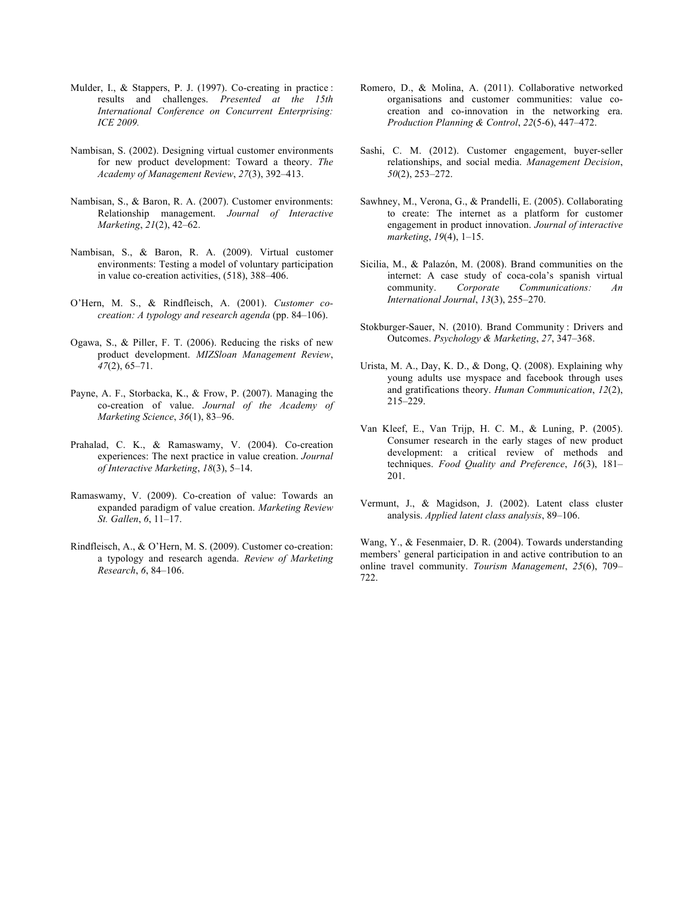Mulder, I., & Stappers, P. J. (1997). Co-creating in practice : results and challenges. *Presented at the 15th International Conference on Concurrent Enterprising: ICE 2009.*

Nambisan, S. (2002). Designing virtual customer environments for new product development: Toward a theory. *The Academy of Management Review*, *27*(3), 392–413.

Nambisan, S., & Baron, R. A. (2007). Customer environments: Relationship management. *Journal of Interactive Marketing*, *21*(2), 42–62.

Nambisan, S., & Baron, R. A. (2009). Virtual customer environments: Testing a model of voluntary participation in value co-creation activities, (518), 388–406.

O'Hern, M. S., & Rindfleisch, A. (2001). *Customer co-creation: A typology and research agenda* (pp. 84–106).

Ogawa, S., & Piller, F. T. (2006). Reducing the risks of new product development. *MIZSloan Management Review*, *47*(2), 65–71.

Payne, A. F., Storbacka, K., & Frow, P. (2007). Managing the co-creation of value. *Journal of the Academy of Marketing Science*, *36*(1), 83–96.

Prahalad, C. K., & Ramaswamy, V. (2004). Co-creation experiences: The next practice in value creation. *Journal of Interactive Marketing*, *18*(3), 5–14.

Ramaswamy, V. (2009). Co-creation of value: Towards an expanded paradigm of value creation. *Marketing Review St. Gallen*, *6*, 11–17.

Rindfleisch, A., & O'Hern, M. S. (2009). Customer co-creation: a typology and research agenda. *Review of Marketing Research*, *6*, 84–106.

Romero, D., & Molina, A. (2011). Collaborative networked organisations and customer communities: value co-creation and co-innovation in the networking era. *Production Planning & Control*, *22*(5-6), 447–472.

Sashi, C. M. (2012). Customer engagement, buyer-seller relationships, and social media. *Management Decision*, *50*(2), 253–272.

Sawhney, M., Verona, G., & Prandelli, E. (2005). Collaborating to create: The internet as a platform for customer engagement in product innovation. *Journal of interactive marketing*, *19*(4), 1–15.

Sicilia, M., & Palazón, M. (2008). Brand communities on the internet: A case study of coca-cola's spanish virtual community. *Corporate Communications: An International Journal*, *13*(3), 255–270.

Stokburger-Sauer, N. (2010). Brand Community : Drivers and Outcomes. *Psychology & Marketing*, *27*, 347–368.

Urista, M. A., Day, K. D., & Dong, Q. (2008). Explaining why young adults use myspace and facebook through uses and gratifications theory. *Human Communication*, *12*(2), 215–229.

Van Kleef, E., Van Trijp, H. C. M., & Luning, P. (2005). Consumer research in the early stages of new product development: a critical review of methods and techniques. *Food Quality and Preference*, *16*(3), 181–201.

Vermunt, J., & Magidson, J. (2002). Latent class cluster analysis. *Applied latent class analysis*, 89–106.

Wang, Y., & Fesenmaier, D. R. (2004). Towards understanding members' general participation in and active contribution to an online travel community. *Tourism Management*, *25*(6), 709–722.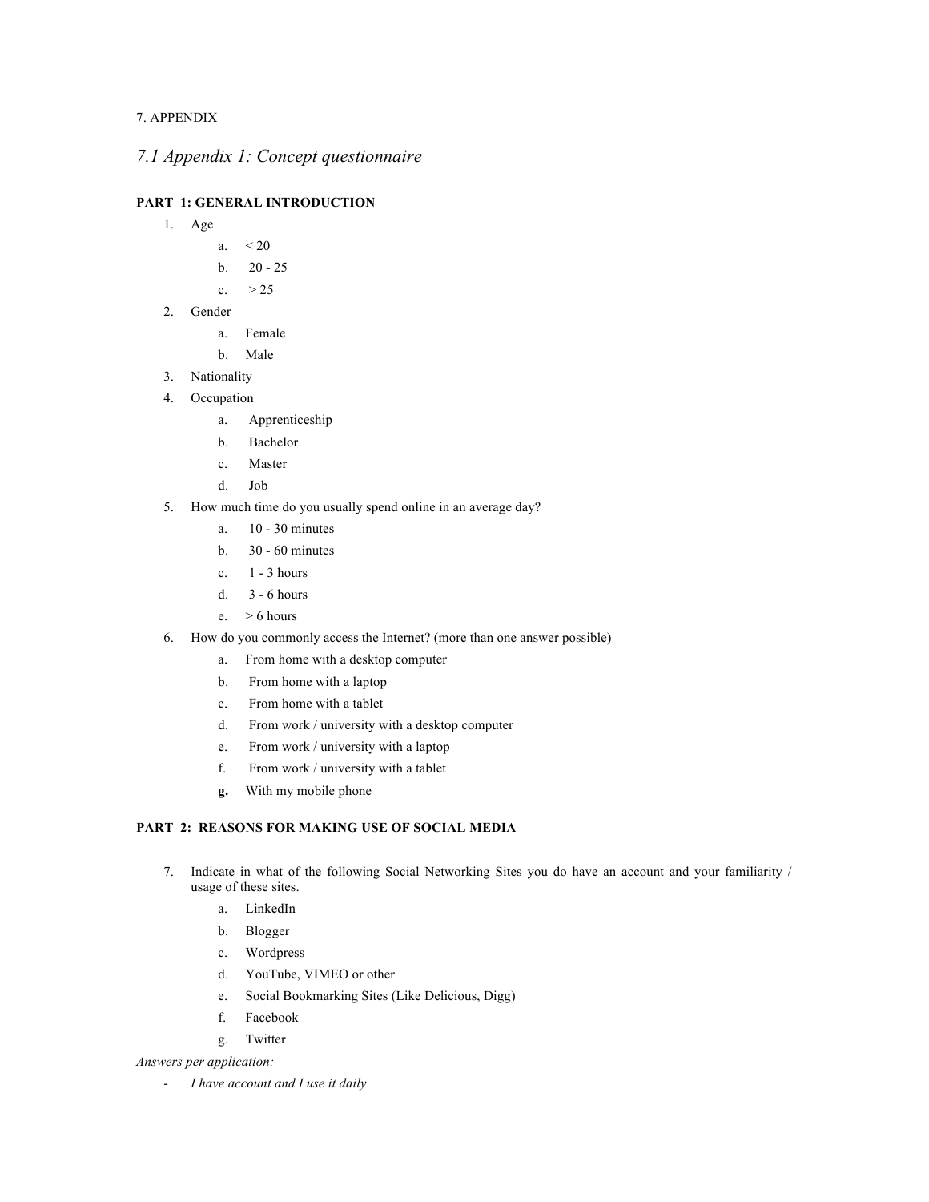7. APPENDIX

## *7.1 Appendix 1: Concept questionnaire*

**PART 1: GENERAL INTRODUCTION**

1. Age
   a. < 20
   b. 20 - 25
   c. > 25
2. Gender
   a. Female
   b. Male
3. Nationality
4. Occupation
   a. Apprenticeship
   b. Bachelor
   c. Master
   d. Job
5. How much time do you usually spend online in an average day?
   a. 10 - 30 minutes
   b. 30 - 60 minutes
   c. 1 - 3 hours
   d. 3 - 6 hours
   e. > 6 hours
6. How do you commonly access the Internet? (more than one answer possible)
   a. From home with a desktop computer
   b. From home with a laptop
   c. From home with a tablet
   d. From work / university with a desktop computer
   e. From work / university with a laptop
   f. From work / university with a tablet
   **g.** With my mobile phone

**PART 2: REASONS FOR MAKING USE OF SOCIAL MEDIA**

7. Indicate in what of the following Social Networking Sites you do have an account and your familiarity / usage of these sites.
   a. LinkedIn
   b. Blogger
   c. Wordpress
   d. YouTube, VIMEO or other
   e. Social Bookmarking Sites (Like Delicious, Digg)
   f. Facebook
   g. Twitter

*Answers per application:*

- *I have account and I use it daily*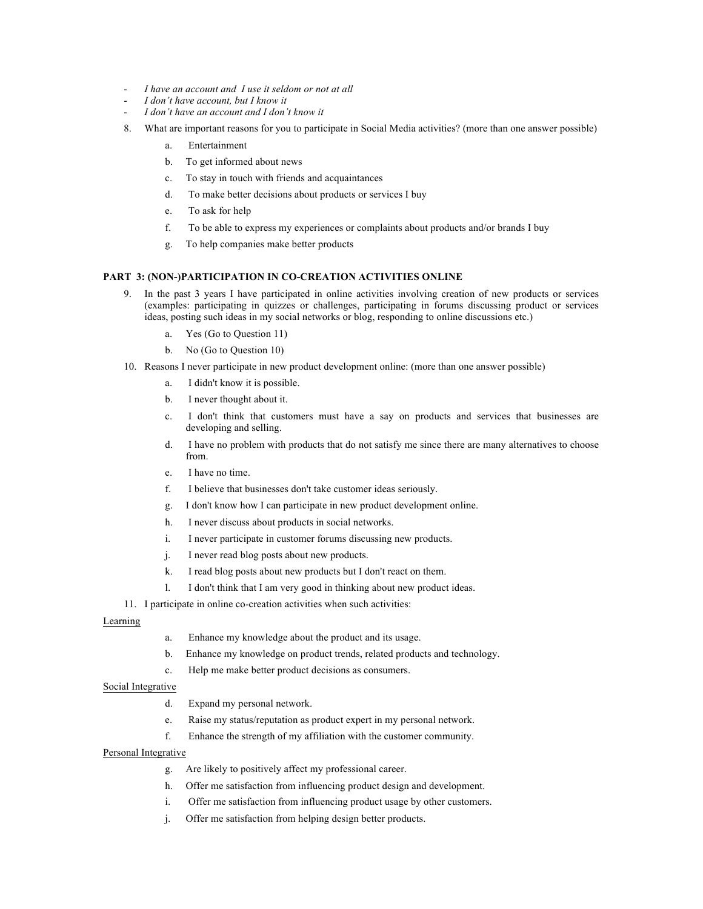- *I have an account and  I use it seldom or not at all*
- *I don't have account, but I know it*
- *I don't have an account and I don't know it*

8. What are important reasons for you to participate in Social Media activities? (more than one answer possible)

   a. Entertainment
   b. To get informed about news
   c. To stay in touch with friends and acquaintances
   d. To make better decisions about products or services I buy
   e. To ask for help
   f. To be able to express my experiences or complaints about products and/or brands I buy
   g. To help companies make better products

**PART 3: (NON-)PARTICIPATION IN CO-CREATION ACTIVITIES ONLINE**

9. In the past 3 years I have participated in online activities involving creation of new products or services (examples: participating in quizzes or challenges, participating in forums discussing product or services ideas, posting such ideas in my social networks or blog, responding to online discussions etc.)

   a. Yes (Go to Question 11)
   b. No (Go to Question 10)

10. Reasons I never participate in new product development online: (more than one answer possible)

    a. I didn't know it is possible.
    b. I never thought about it.
    c. I don't think that customers must have a say on products and services that businesses are developing and selling.
    d. I have no problem with products that do not satisfy me since there are many alternatives to choose from.
    e. I have no time.
    f. I believe that businesses don't take customer ideas seriously.
    g. I don't know how I can participate in new product development online.
    h. I never discuss about products in social networks.
    i. I never participate in customer forums discussing new products.
    j. I never read blog posts about new products.
    k. I read blog posts about new products but I don't react on them.
    l. I don't think that I am very good in thinking about new product ideas.

11. I participate in online co-creation activities when such activities:

<u>Learning</u>

   a. Enhance my knowledge about the product and its usage.
   b. Enhance my knowledge on product trends, related products and technology.
   c. Help me make better product decisions as consumers.

<u>Social Integrative</u>

   d. Expand my personal network.
   e. Raise my status/reputation as product expert in my personal network.
   f. Enhance the strength of my affiliation with the customer community.

<u>Personal Integrative</u>

   g. Are likely to positively affect my professional career.
   h. Offer me satisfaction from influencing product design and development.
   i. Offer me satisfaction from influencing product usage by other customers.
   j. Offer me satisfaction from helping design better products.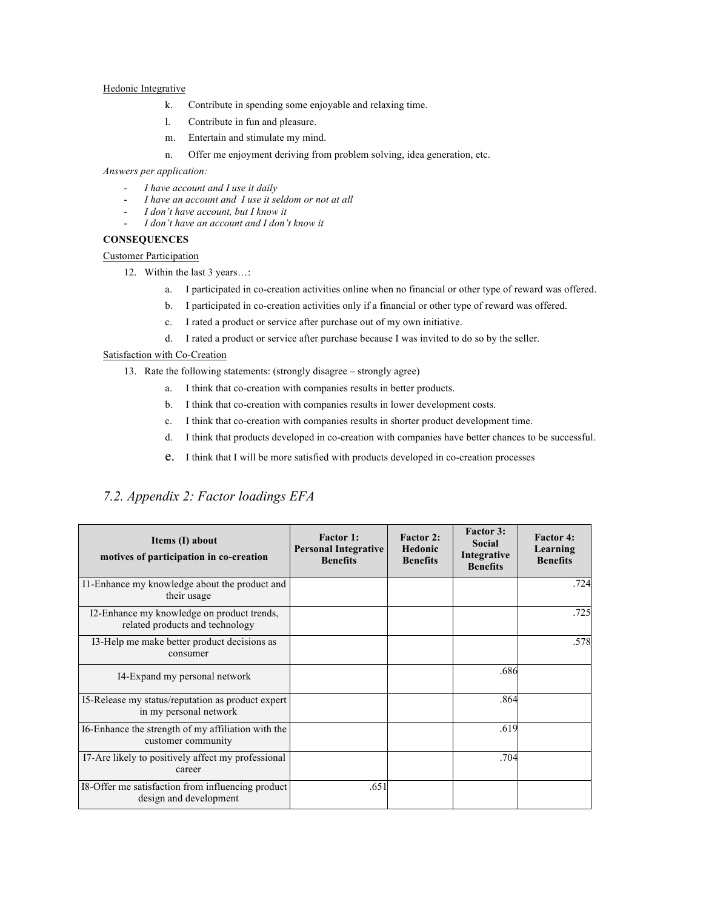Hedonic Integrative

k. Contribute in spending some enjoyable and relaxing time.

l. Contribute in fun and pleasure.

m. Entertain and stimulate my mind.

n. Offer me enjoyment deriving from problem solving, idea generation, etc.

*Answers per application:*

- *I have account and I use it daily*
- *I have an account and I use it seldom or not at all*
- *I don't have account, but I know it*
- *I don't have an account and I don't know it*

**CONSEQUENCES**

Customer Participation

12. Within the last 3 years…:

a. I participated in co-creation activities online when no financial or other type of reward was offered.

b. I participated in co-creation activities only if a financial or other type of reward was offered.

c. I rated a product or service after purchase out of my own initiative.

d. I rated a product or service after purchase because I was invited to do so by the seller.

Satisfaction with Co-Creation

13. Rate the following statements: (strongly disagree – strongly agree)

a. I think that co-creation with companies results in better products.

b. I think that co-creation with companies results in lower development costs.

c. I think that co-creation with companies results in shorter product development time.

d. I think that products developed in co-creation with companies have better chances to be successful.

e. I think that I will be more satisfied with products developed in co-creation processes

## *7.2. Appendix 2: Factor loadings EFA*

| Items (I) about motives of participation in co-creation | Factor 1: Personal Integrative Benefits | Factor 2: Hedonic Benefits | Factor 3: Social Integrative Benefits | Factor 4: Learning Benefits |
|---|---|---|---|---|
| I1-Enhance my knowledge about the product and their usage | | | | .724 |
| I2-Enhance my knowledge on product trends, related products and technology | | | | .725 |
| I3-Help me make better product decisions as consumer | | | | .578 |
| I4-Expand my personal network | | | .686 | |
| I5-Release my status/reputation as product expert in my personal network | | | .864 | |
| I6-Enhance the strength of my affiliation with the customer community | | | .619 | |
| I7-Are likely to positively affect my professional career | | | .704 | |
| I8-Offer me satisfaction from influencing product design and development | .651 | | | |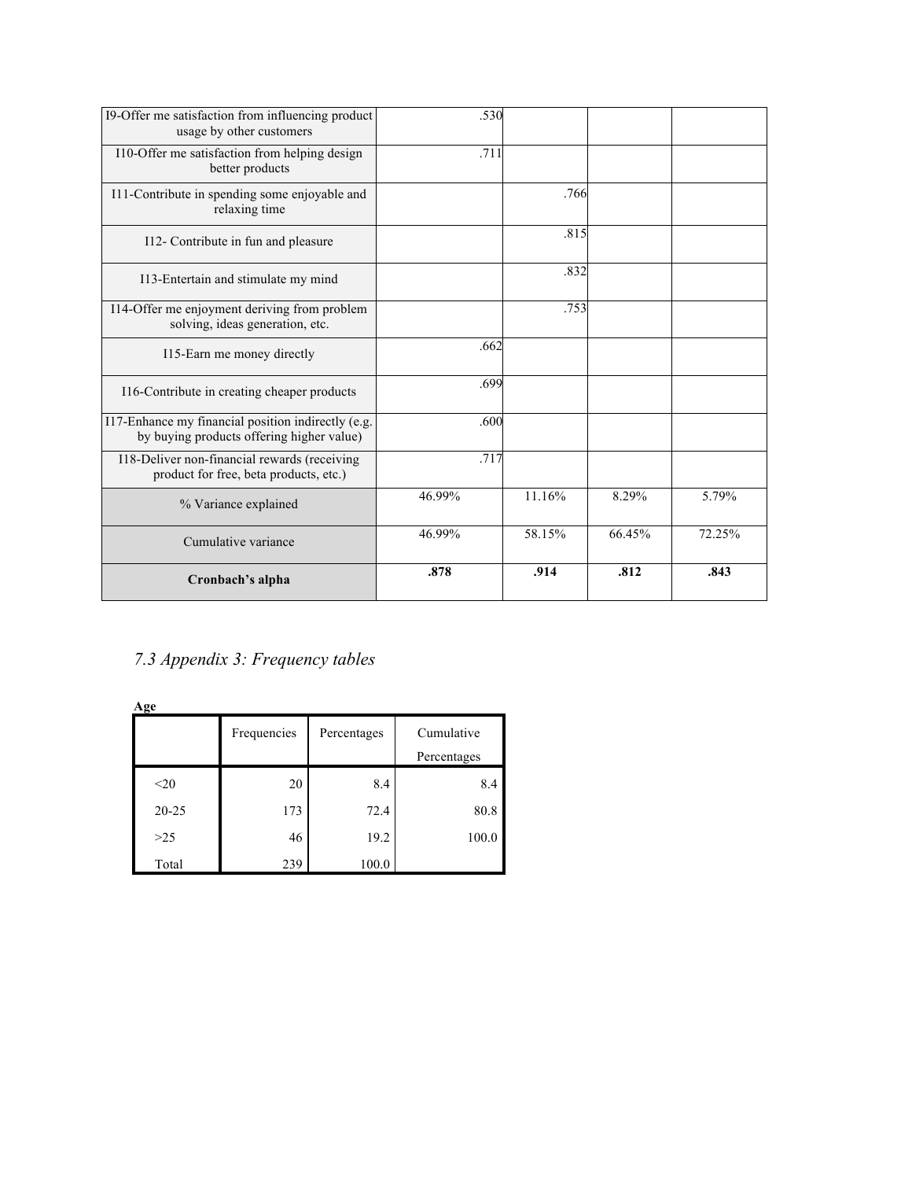| | | | | |
|---|---|---|---|---|
| I9-Offer me satisfaction from influencing product usage by other customers | .530 | | | |
| I10-Offer me satisfaction from helping design better products | .711 | | | |
| I11-Contribute in spending some enjoyable and relaxing time | | .766 | | |
| I12- Contribute in fun and pleasure | | .815 | | |
| I13-Entertain and stimulate my mind | | .832 | | |
| I14-Offer me enjoyment deriving from problem solving, ideas generation, etc. | | .753 | | |
| I15-Earn me money directly | .662 | | | |
| I16-Contribute in creating cheaper products | .699 | | | |
| I17-Enhance my financial position indirectly (e.g. by buying products offering higher value) | .600 | | | |
| I18-Deliver non-financial rewards (receiving product for free, beta products, etc.) | .717 | | | |
| % Variance explained | 46.99% | 11.16% | 8.29% | 5.79% |
| Cumulative variance | 46.99% | 58.15% | 66.45% | 72.25% |
| **Cronbach's alpha** | **.878** | **.914** | **.812** | **.843** |

## *7.3 Appendix 3: Frequency tables*

**Age**

| | Frequencies | Percentages | Cumulative Percentages |
|---|---|---|---|
| <20 | 20 | 8.4 | 8.4 |
| 20-25 | 173 | 72.4 | 80.8 |
| >25 | 46 | 19.2 | 100.0 |
| Total | 239 | 100.0 | |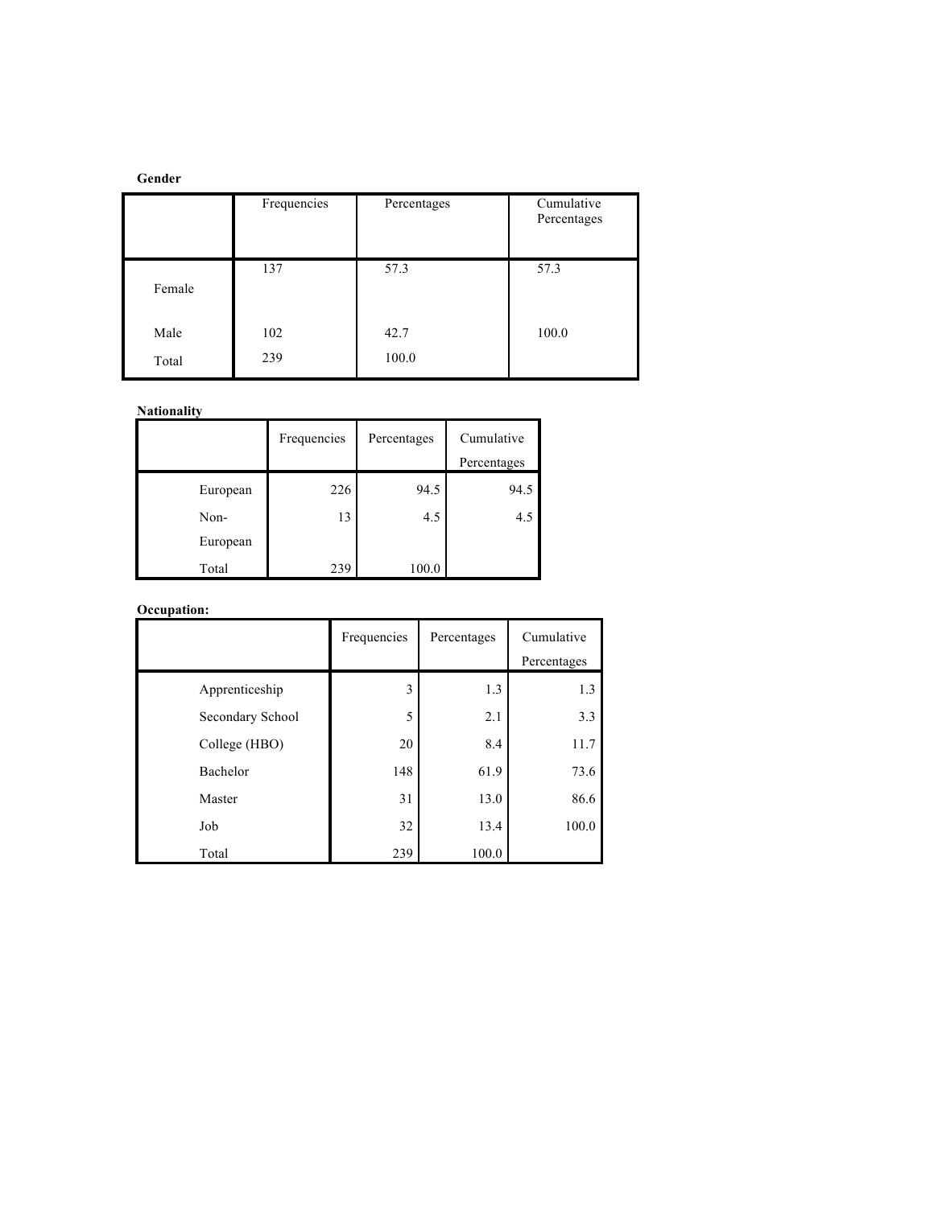**Gender**

| | Frequencies | Percentages | Cumulative Percentages |
|---|---|---|---|
| Female | 137 | 57.3 | 57.3 |
| Male | 102 | 42.7 | 100.0 |
| Total | 239 | 100.0 | |

**Nationality**

| | Frequencies | Percentages | Cumulative Percentages |
|---|---|---|---|
| European | 226 | 94.5 | 94.5 |
| Non-European | 13 | 4.5 | 4.5 |
| Total | 239 | 100.0 | |

**Occupation:**

| | Frequencies | Percentages | Cumulative Percentages |
|---|---|---|---|
| Apprenticeship | 3 | 1.3 | 1.3 |
| Secondary School | 5 | 2.1 | 3.3 |
| College (HBO) | 20 | 8.4 | 11.7 |
| Bachelor | 148 | 61.9 | 73.6 |
| Master | 31 | 13.0 | 86.6 |
| Job | 32 | 13.4 | 100.0 |
| Total | 239 | 100.0 | |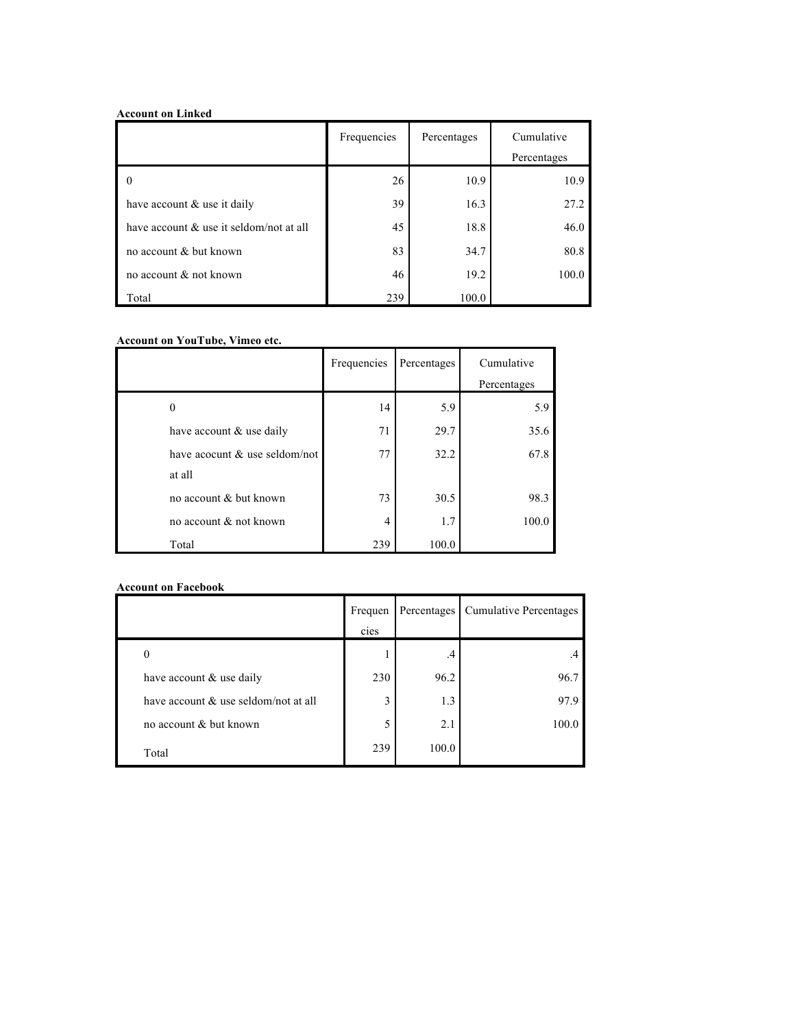**Account on Linked**

| | Frequencies | Percentages | Cumulative Percentages |
|---|---|---|---|
| 0 | 26 | 10.9 | 10.9 |
| have account & use it daily | 39 | 16.3 | 27.2 |
| have account & use it seldom/not at all | 45 | 18.8 | 46.0 |
| no account & but known | 83 | 34.7 | 80.8 |
| no account & not known | 46 | 19.2 | 100.0 |
| Total | 239 | 100.0 | |

**Account on YouTube, Vimeo etc.**

| | Frequencies | Percentages | Cumulative Percentages |
|---|---|---|---|
| 0 | 14 | 5.9 | 5.9 |
| have account & use daily | 71 | 29.7 | 35.6 |
| have acocunt & use seldom/not at all | 77 | 32.2 | 67.8 |
| no account & but known | 73 | 30.5 | 98.3 |
| no account & not known | 4 | 1.7 | 100.0 |
| Total | 239 | 100.0 | |

**Account on Facebook**

| | Frequencies | Percentages | Cumulative Percentages |
|---|---|---|---|
| 0 | 1 | .4 | .4 |
| have account & use daily | 230 | 96.2 | 96.7 |
| have account & use seldom/not at all | 3 | 1.3 | 97.9 |
| no account & but known | 5 | 2.1 | 100.0 |
| Total | 239 | 100.0 | |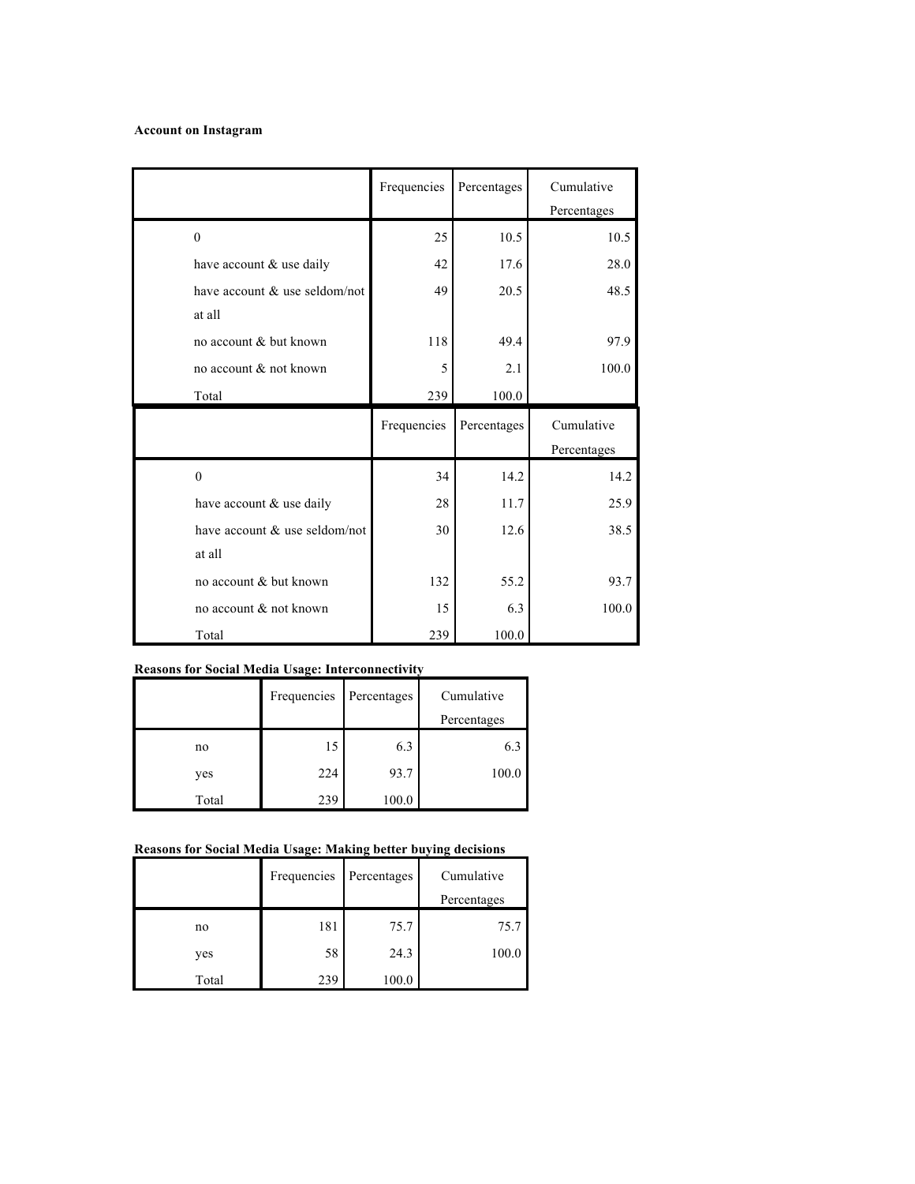**Account on Instagram**

| | Frequencies | Percentages | Cumulative Percentages |
|---|---|---|---|
| 0 | 25 | 10.5 | 10.5 |
| have account & use daily | 42 | 17.6 | 28.0 |
| have account & use seldom/not at all | 49 | 20.5 | 48.5 |
| no account & but known | 118 | 49.4 | 97.9 |
| no account & not known | 5 | 2.1 | 100.0 |
| Total | 239 | 100.0 | |

| | Frequencies | Percentages | Cumulative Percentages |
|---|---|---|---|
| 0 | 34 | 14.2 | 14.2 |
| have account & use daily | 28 | 11.7 | 25.9 |
| have account & use seldom/not at all | 30 | 12.6 | 38.5 |
| no account & but known | 132 | 55.2 | 93.7 |
| no account & not known | 15 | 6.3 | 100.0 |
| Total | 239 | 100.0 | |

**Reasons for Social Media Usage: Interconnectivity**

| | Frequencies | Percentages | Cumulative Percentages |
|---|---|---|---|
| no | 15 | 6.3 | 6.3 |
| yes | 224 | 93.7 | 100.0 |
| Total | 239 | 100.0 | |

**Reasons for Social Media Usage: Making better buying decisions**

| | Frequencies | Percentages | Cumulative Percentages |
|---|---|---|---|
| no | 181 | 75.7 | 75.7 |
| yes | 58 | 24.3 | 100.0 |
| Total | 239 | 100.0 | |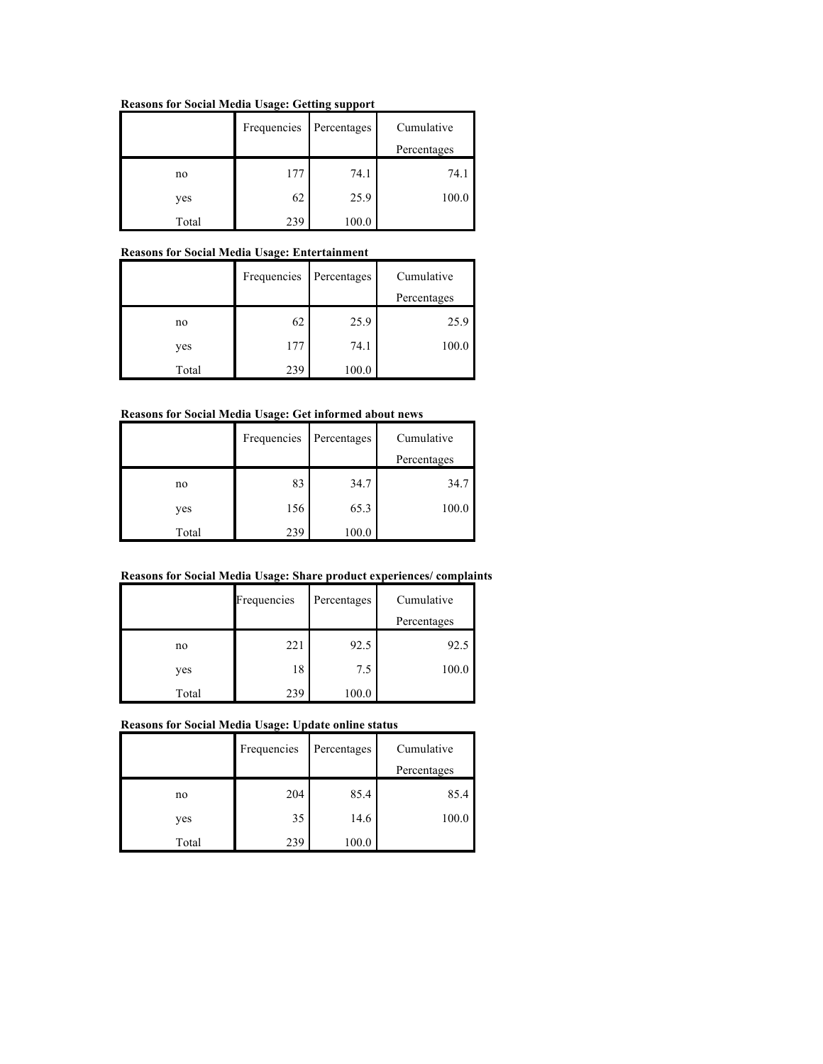**Reasons for Social Media Usage: Getting support**

| | Frequencies | Percentages | Cumulative Percentages |
|---|---|---|---|
| no | 177 | 74.1 | 74.1 |
| yes | 62 | 25.9 | 100.0 |
| Total | 239 | 100.0 | |

**Reasons for Social Media Usage: Entertainment**

| | Frequencies | Percentages | Cumulative Percentages |
|---|---|---|---|
| no | 62 | 25.9 | 25.9 |
| yes | 177 | 74.1 | 100.0 |
| Total | 239 | 100.0 | |

**Reasons for Social Media Usage: Get informed about news**

| | Frequencies | Percentages | Cumulative Percentages |
|---|---|---|---|
| no | 83 | 34.7 | 34.7 |
| yes | 156 | 65.3 | 100.0 |
| Total | 239 | 100.0 | |

**Reasons for Social Media Usage: Share product experiences/ complaints**

| | Frequencies | Percentages | Cumulative Percentages |
|---|---|---|---|
| no | 221 | 92.5 | 92.5 |
| yes | 18 | 7.5 | 100.0 |
| Total | 239 | 100.0 | |

**Reasons for Social Media Usage: Update online status**

| | Frequencies | Percentages | Cumulative Percentages |
|---|---|---|---|
| no | 204 | 85.4 | 85.4 |
| yes | 35 | 14.6 | 100.0 |
| Total | 239 | 100.0 | |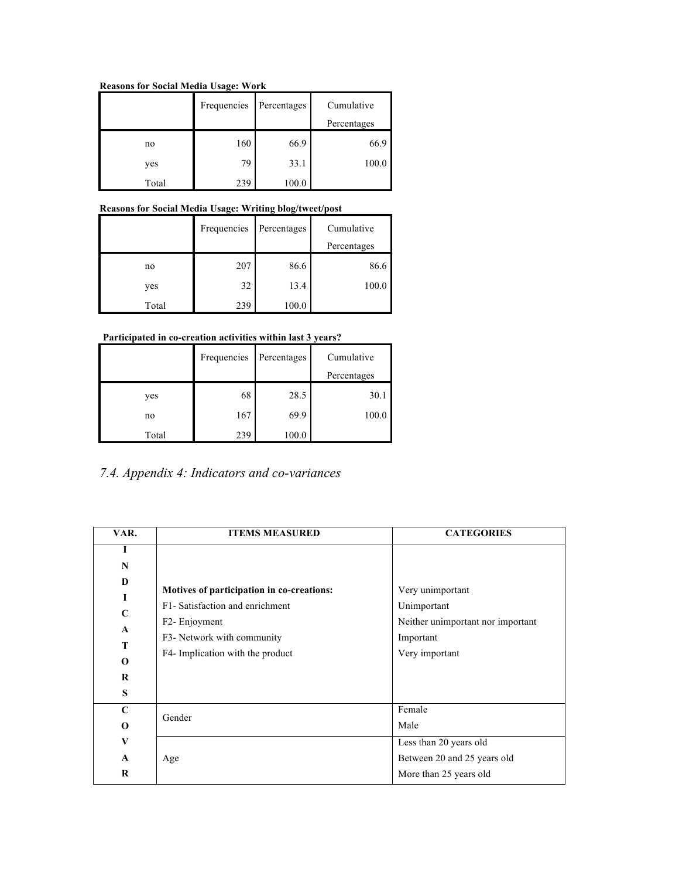**Reasons for Social Media Usage: Work**

| | Frequencies | Percentages | Cumulative Percentages |
|---|---|---|---|
| no | 160 | 66.9 | 66.9 |
| yes | 79 | 33.1 | 100.0 |
| Total | 239 | 100.0 | |

**Reasons for Social Media Usage: Writing blog/tweet/post**

| | Frequencies | Percentages | Cumulative Percentages |
|---|---|---|---|
| no | 207 | 86.6 | 86.6 |
| yes | 32 | 13.4 | 100.0 |
| Total | 239 | 100.0 | |

**Participated in co-creation activities within last 3 years?**

| | Frequencies | Percentages | Cumulative Percentages |
|---|---|---|---|
| yes | 68 | 28.5 | 30.1 |
| no | 167 | 69.9 | 100.0 |
| Total | 239 | 100.0 | |

## *7.4. Appendix 4: Indicators and co-variances*

| VAR. | ITEMS MEASURED | CATEGORIES |
|---|---|---|
| INDICATORS | **Motives of participation in co-creations:**<br>F1- Satisfaction and enrichment<br>F2- Enjoyment<br>F3- Network with community<br>F4- Implication with the product | Very unimportant<br>Unimportant<br>Neither unimportant nor important<br>Important<br>Very important |
| COVAR | Gender | Female<br>Male |
| | Age | Less than 20 years old<br>Between 20 and 25 years old<br>More than 25 years old |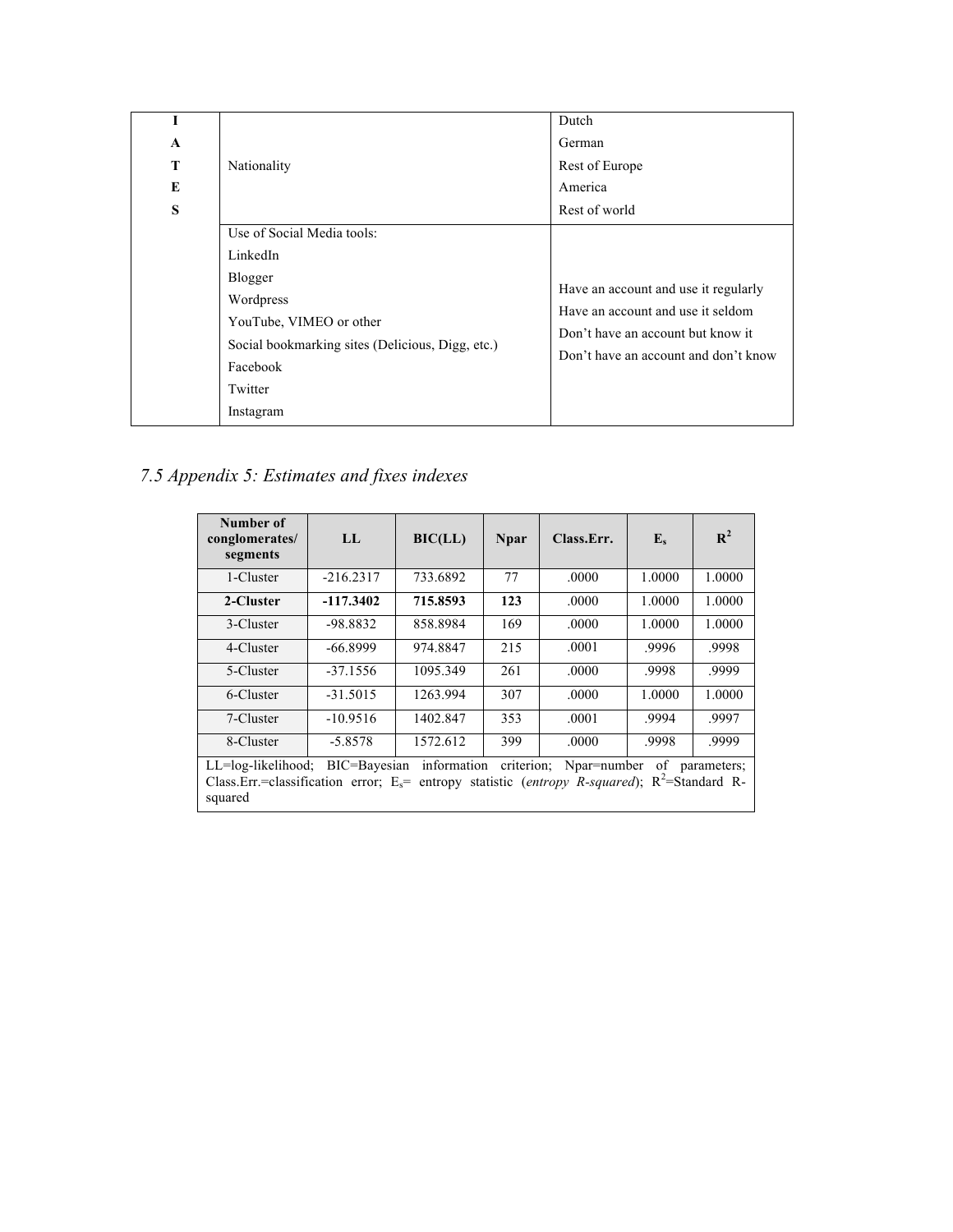| | | |
|---|---|---|
| I<br>A<br>T<br>E<br>S | Nationality | Dutch<br>German<br>Rest of Europe<br>America<br>Rest of world |
| | Use of Social Media tools:<br>LinkedIn<br>Blogger<br>Wordpress<br>YouTube, VIMEO or other<br>Social bookmarking sites (Delicious, Digg, etc.)<br>Facebook<br>Twitter<br>Instagram | Have an account and use it regularly<br>Have an account and use it seldom<br>Don't have an account but know it<br>Don't have an account and don't know |

## *7.5 Appendix 5: Estimates and fixes indexes*

| Number of conglomerates/ segments | LL | BIC(LL) | Npar | Class.Err. | $E_s$ | $R^2$ |
|---|---|---|---|---|---|---|
| 1-Cluster | -216.2317 | 733.6892 | 77 | .0000 | 1.0000 | 1.0000 |
| **2-Cluster** | **-117.3402** | **715.8593** | **123** | .0000 | 1.0000 | 1.0000 |
| 3-Cluster | -98.8832 | 858.8984 | 169 | .0000 | 1.0000 | 1.0000 |
| 4-Cluster | -66.8999 | 974.8847 | 215 | .0001 | .9996 | .9998 |
| 5-Cluster | -37.1556 | 1095.349 | 261 | .0000 | .9998 | .9999 |
| 6-Cluster | -31.5015 | 1263.994 | 307 | .0000 | 1.0000 | 1.0000 |
| 7-Cluster | -10.9516 | 1402.847 | 353 | .0001 | .9994 | .9997 |
| 8-Cluster | -5.8578 | 1572.612 | 399 | .0000 | .9998 | .9999 |

LL=log-likelihood; BIC=Bayesian information criterion; Npar=number of parameters; Class.Err.=classification error; $E_s$= entropy statistic (*entropy R-squared*); $R^2$=Standard R-squared